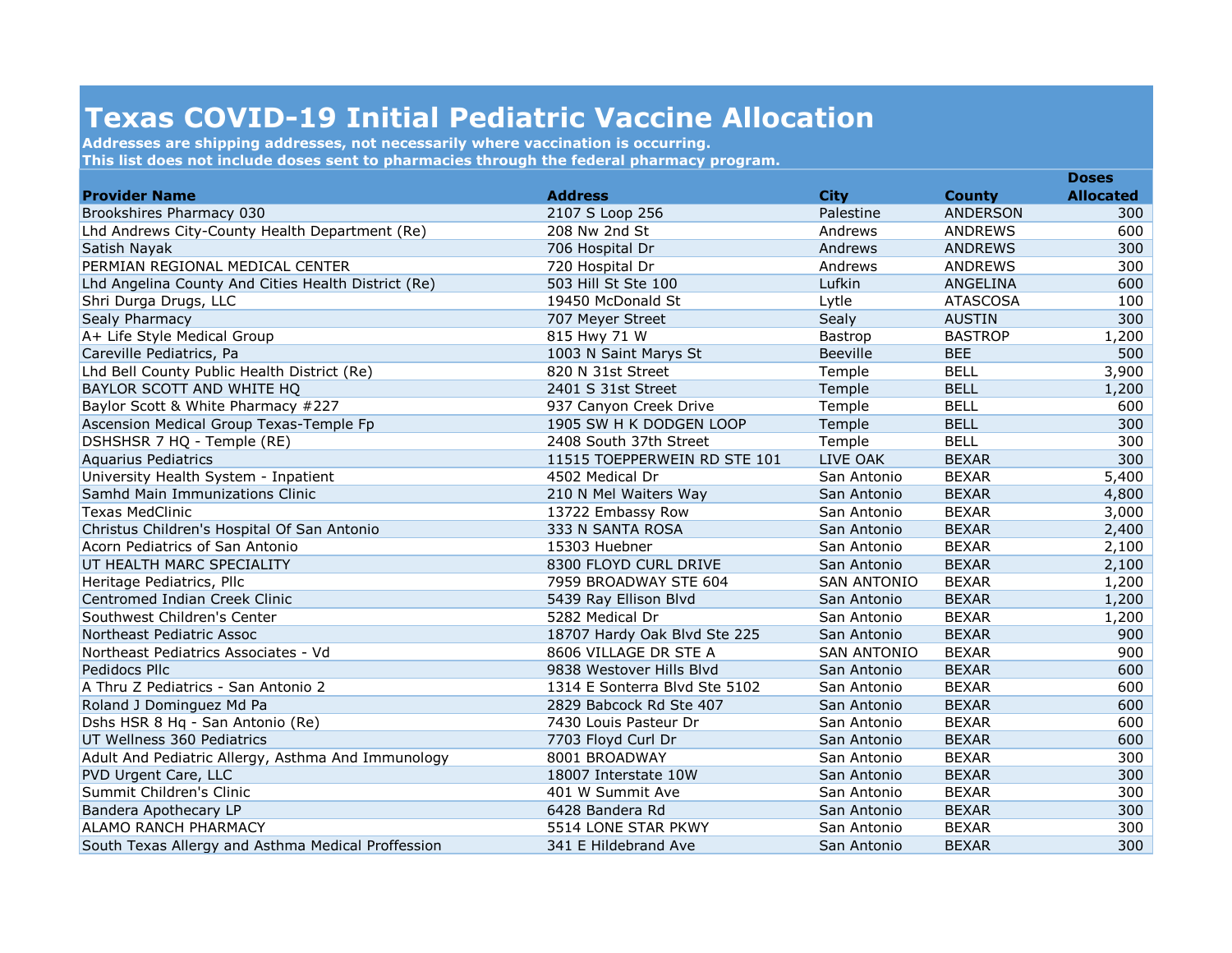# Texas COVID-19 Initial Pediatric Vaccine Allocation

**Addresses are shipping addresses, not necessarily where vaccination is occurring.**
**This list does not include doses sent to pharmacies through the federal pharmacy program.**

| Provider Name | Address | City | County | Doses Allocated |
|---|---|---|---|---|
| Brookshires Pharmacy 030 | 2107 S Loop 256 | Palestine | ANDERSON | 300 |
| Lhd Andrews City-County Health Department (Re) | 208 Nw 2nd St | Andrews | ANDREWS | 600 |
| Satish Nayak | 706 Hospital Dr | Andrews | ANDREWS | 300 |
| PERMIAN REGIONAL MEDICAL CENTER | 720 Hospital Dr | Andrews | ANDREWS | 300 |
| Lhd Angelina County And Cities Health District (Re) | 503 Hill St Ste 100 | Lufkin | ANGELINA | 600 |
| Shri Durga Drugs, LLC | 19450 McDonald St | Lytle | ATASCOSA | 100 |
| Sealy Pharmacy | 707 Meyer Street | Sealy | AUSTIN | 300 |
| A+ Life Style Medical Group | 815 Hwy 71 W | Bastrop | BASTROP | 1,200 |
| Careville Pediatrics, Pa | 1003 N Saint Marys St | Beeville | BEE | 500 |
| Lhd Bell County Public Health District (Re) | 820 N 31st Street | Temple | BELL | 3,900 |
| BAYLOR SCOTT AND WHITE HQ | 2401 S 31st Street | Temple | BELL | 1,200 |
| Baylor Scott & White Pharmacy #227 | 937 Canyon Creek Drive | Temple | BELL | 600 |
| Ascension Medical Group Texas-Temple Fp | 1905 SW H K DODGEN LOOP | Temple | BELL | 300 |
| DSHSHSR 7 HQ - Temple (RE) | 2408 South 37th Street | Temple | BELL | 300 |
| Aquarius Pediatrics | 11515 TOEPPERWEIN RD STE 101 | LIVE OAK | BEXAR | 300 |
| University Health System - Inpatient | 4502 Medical Dr | San Antonio | BEXAR | 5,400 |
| Samhd Main Immunizations Clinic | 210 N Mel Waiters Way | San Antonio | BEXAR | 4,800 |
| Texas MedClinic | 13722 Embassy Row | San Antonio | BEXAR | 3,000 |
| Christus Children's Hospital Of San Antonio | 333 N SANTA ROSA | San Antonio | BEXAR | 2,400 |
| Acorn Pediatrics of San Antonio | 15303 Huebner | San Antonio | BEXAR | 2,100 |
| UT HEALTH MARC SPECIALITY | 8300 FLOYD CURL DRIVE | San Antonio | BEXAR | 2,100 |
| Heritage Pediatrics, Pllc | 7959 BROADWAY STE 604 | SAN ANTONIO | BEXAR | 1,200 |
| Centromed Indian Creek Clinic | 5439 Ray Ellison Blvd | San Antonio | BEXAR | 1,200 |
| Southwest Children's Center | 5282 Medical Dr | San Antonio | BEXAR | 1,200 |
| Northeast Pediatric Assoc | 18707 Hardy Oak Blvd Ste 225 | San Antonio | BEXAR | 900 |
| Northeast Pediatrics Associates - Vd | 8606 VILLAGE DR STE A | SAN ANTONIO | BEXAR | 900 |
| Pedidocs Pllc | 9838 Westover Hills Blvd | San Antonio | BEXAR | 600 |
| A Thru Z Pediatrics - San Antonio 2 | 1314 E Sonterra Blvd Ste 5102 | San Antonio | BEXAR | 600 |
| Roland J Dominguez Md Pa | 2829 Babcock Rd Ste 407 | San Antonio | BEXAR | 600 |
| Dshs HSR 8 Hq - San Antonio (Re) | 7430 Louis Pasteur Dr | San Antonio | BEXAR | 600 |
| UT Wellness 360 Pediatrics | 7703 Floyd Curl Dr | San Antonio | BEXAR | 600 |
| Adult And Pediatric Allergy, Asthma And Immunology | 8001 BROADWAY | San Antonio | BEXAR | 300 |
| PVD Urgent Care, LLC | 18007 Interstate 10W | San Antonio | BEXAR | 300 |
| Summit Children's Clinic | 401 W Summit Ave | San Antonio | BEXAR | 300 |
| Bandera Apothecary LP | 6428 Bandera Rd | San Antonio | BEXAR | 300 |
| ALAMO RANCH PHARMACY | 5514 LONE STAR PKWY | San Antonio | BEXAR | 300 |
| South Texas Allergy and Asthma Medical Proffession | 341 E Hildebrand Ave | San Antonio | BEXAR | 300 |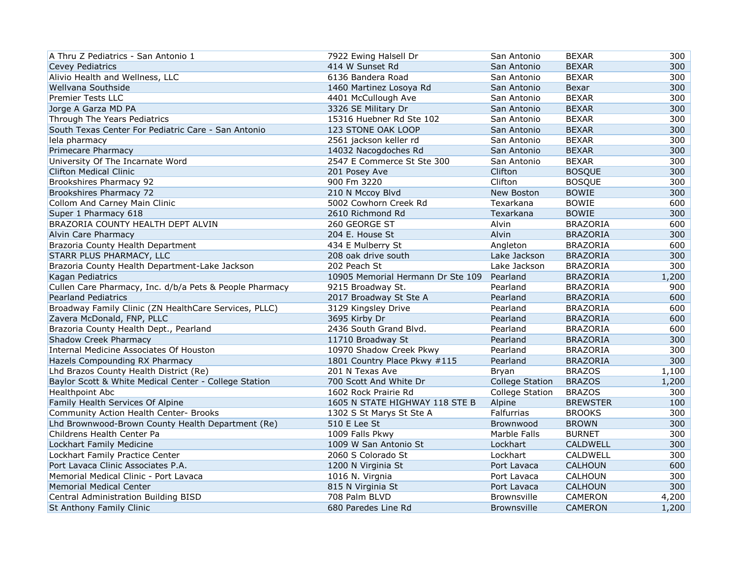| | | | | |
|---|---|---|---|---|
| A Thru Z Pediatrics - San Antonio 1 | 7922 Ewing Halsell Dr | San Antonio | BEXAR | 300 |
| Cevey Pediatrics | 414 W Sunset Rd | San Antonio | BEXAR | 300 |
| Alivio Health and Wellness, LLC | 6136 Bandera Road | San Antonio | BEXAR | 300 |
| Wellvana Southside | 1460 Martinez Losoya Rd | San Antonio | Bexar | 300 |
| Premier Tests LLC | 4401 McCullough Ave | San Antonio | BEXAR | 300 |
| Jorge A Garza MD PA | 3326 SE Military Dr | San Antonio | BEXAR | 300 |
| Through The Years Pediatrics | 15316 Huebner Rd Ste 102 | San Antonio | BEXAR | 300 |
| South Texas Center For Pediatric Care - San Antonio | 123 STONE OAK LOOP | San Antonio | BEXAR | 300 |
| Iela pharmacy | 2561 jackson keller rd | San Antonio | BEXAR | 300 |
| Primecare Pharmacy | 14032 Nacogdoches Rd | San Antonio | BEXAR | 300 |
| University Of The Incarnate Word | 2547 E Commerce St Ste 300 | San Antonio | BEXAR | 300 |
| Clifton Medical Clinic | 201 Posey Ave | Clifton | BOSQUE | 300 |
| Brookshires Pharmacy 92 | 900 Fm 3220 | Clifton | BOSQUE | 300 |
| Brookshires Pharmacy 72 | 210 N Mccoy Blvd | New Boston | BOWIE | 300 |
| Collom And Carney Main Clinic | 5002 Cowhorn Creek Rd | Texarkana | BOWIE | 600 |
| Super 1 Pharmacy 618 | 2610 Richmond Rd | Texarkana | BOWIE | 300 |
| BRAZORIA COUNTY HEALTH DEPT ALVIN | 260 GEORGE ST | Alvin | BRAZORIA | 600 |
| Alvin Care Pharmacy | 204 E. House St | Alvin | BRAZORIA | 300 |
| Brazoria County Health Department | 434 E Mulberry St | Angleton | BRAZORIA | 600 |
| STARR PLUS PHARMACY, LLC | 208 oak drive south | Lake Jackson | BRAZORIA | 300 |
| Brazoria County Health Department-Lake Jackson | 202 Peach St | Lake Jackson | BRAZORIA | 300 |
| Kagan Pediatrics | 10905 Memorial Hermann Dr Ste 109 | Pearland | BRAZORIA | 1,200 |
| Cullen Care Pharmacy, Inc. d/b/a Pets & People Pharmacy | 9215 Broadway St. | Pearland | BRAZORIA | 900 |
| Pearland Pediatrics | 2017 Broadway St Ste A | Pearland | BRAZORIA | 600 |
| Broadway Family Clinic (ZN HealthCare Services, PLLC) | 3129 Kingsley Drive | Pearland | BRAZORIA | 600 |
| Zavera McDonald, FNP, PLLC | 3695 Kirby Dr | Pearland | BRAZORIA | 600 |
| Brazoria County Health Dept., Pearland | 2436 South Grand Blvd. | Pearland | BRAZORIA | 600 |
| Shadow Creek Pharmacy | 11710 Broadway St | Pearland | BRAZORIA | 300 |
| Internal Medicine Associates Of Houston | 10970 Shadow Creek Pkwy | Pearland | BRAZORIA | 300 |
| Hazels Compounding RX Pharmacy | 1801 Country Place Pkwy #115 | Pearland | BRAZORIA | 300 |
| Lhd Brazos County Health District (Re) | 201 N Texas Ave | Bryan | BRAZOS | 1,100 |
| Baylor Scott & White Medical Center - College Station | 700 Scott And White Dr | College Station | BRAZOS | 1,200 |
| Healthpoint Abc | 1602 Rock Prairie Rd | College Station | BRAZOS | 300 |
| Family Health Services Of Alpine | 1605 N STATE HIGHWAY 118 STE B | Alpine | BREWSTER | 100 |
| Community Action Health Center- Brooks | 1302 S St Marys St Ste A | Falfurrias | BROOKS | 300 |
| Lhd Brownwood-Brown County Health Department (Re) | 510 E Lee St | Brownwood | BROWN | 300 |
| Childrens Health Center Pa | 1009 Falls Pkwy | Marble Falls | BURNET | 300 |
| Lockhart Family Medicine | 1009 W San Antonio St | Lockhart | CALDWELL | 300 |
| Lockhart Family Practice Center | 2060 S Colorado St | Lockhart | CALDWELL | 300 |
| Port Lavaca Clinic Associates P.A. | 1200 N Virginia St | Port Lavaca | CALHOUN | 600 |
| Memorial Medical Clinic - Port Lavaca | 1016 N. Virgnia | Port Lavaca | CALHOUN | 300 |
| Memorial Medical Center | 815 N Virginia St | Port Lavaca | CALHOUN | 300 |
| Central Administration Building BISD | 708 Palm BLVD | Brownsville | CAMERON | 4,200 |
| St Anthony Family Clinic | 680 Paredes Line Rd | Brownsville | CAMERON | 1,200 |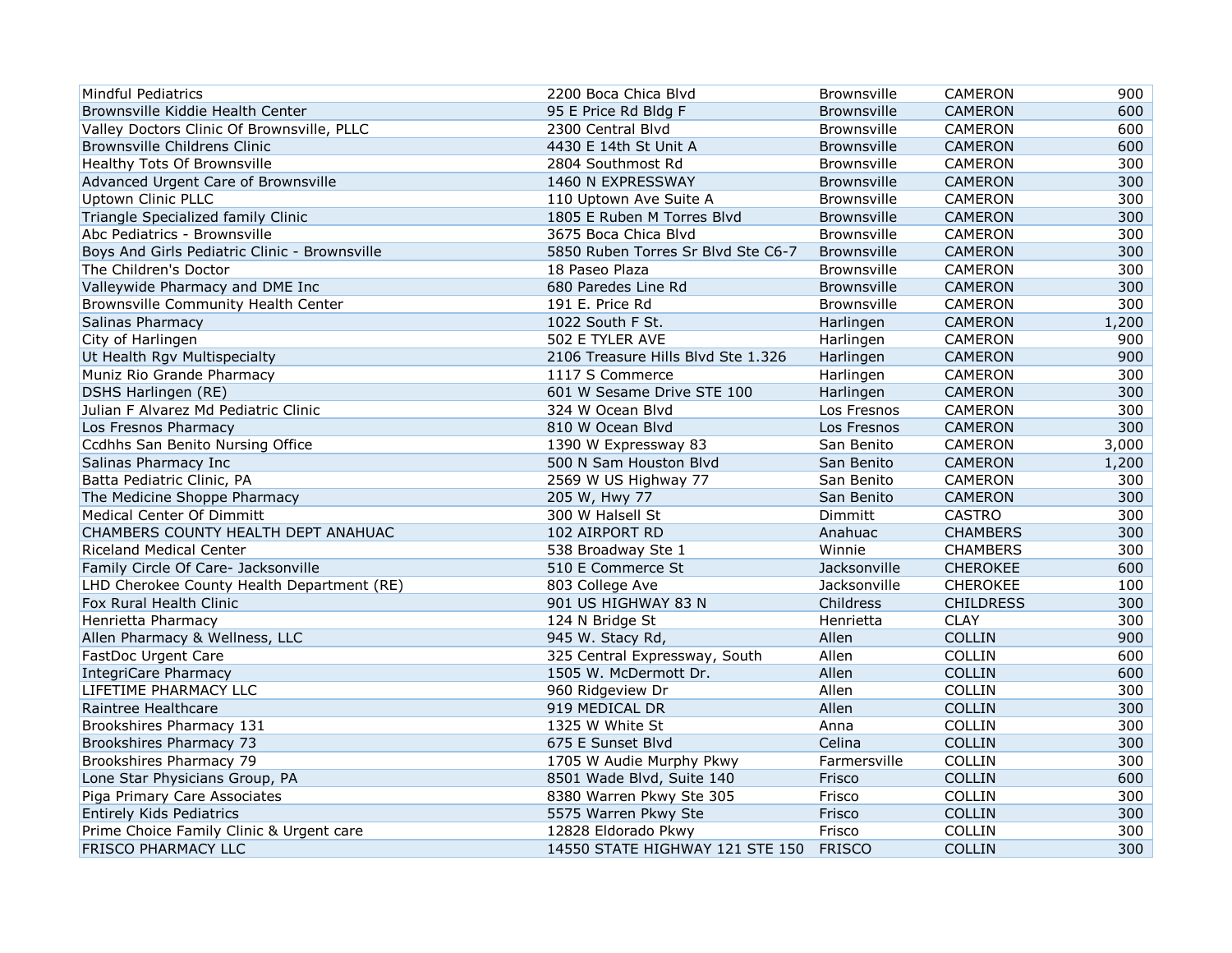| | | | | |
|---|---|---|---|---|
| Mindful Pediatrics | 2200 Boca Chica Blvd | Brownsville | CAMERON | 900 |
| Brownsville Kiddie Health Center | 95 E Price Rd Bldg F | Brownsville | CAMERON | 600 |
| Valley Doctors Clinic Of Brownsville, PLLC | 2300 Central Blvd | Brownsville | CAMERON | 600 |
| Brownsville Childrens Clinic | 4430 E 14th St Unit A | Brownsville | CAMERON | 600 |
| Healthy Tots Of Brownsville | 2804 Southmost Rd | Brownsville | CAMERON | 300 |
| Advanced Urgent Care of Brownsville | 1460 N EXPRESSWAY | Brownsville | CAMERON | 300 |
| Uptown Clinic PLLC | 110 Uptown Ave Suite A | Brownsville | CAMERON | 300 |
| Triangle Specialized family Clinic | 1805 E Ruben M Torres Blvd | Brownsville | CAMERON | 300 |
| Abc Pediatrics - Brownsville | 3675 Boca Chica Blvd | Brownsville | CAMERON | 300 |
| Boys And Girls Pediatric Clinic - Brownsville | 5850 Ruben Torres Sr Blvd Ste C6-7 | Brownsville | CAMERON | 300 |
| The Children's Doctor | 18 Paseo Plaza | Brownsville | CAMERON | 300 |
| Valleywide Pharmacy and DME Inc | 680 Paredes Line Rd | Brownsville | CAMERON | 300 |
| Brownsville Community Health Center | 191 E. Price Rd | Brownsville | CAMERON | 300 |
| Salinas Pharmacy | 1022 South F St. | Harlingen | CAMERON | 1,200 |
| City of Harlingen | 502 E TYLER AVE | Harlingen | CAMERON | 900 |
| Ut Health Rgv Multispecialty | 2106 Treasure Hills Blvd Ste 1.326 | Harlingen | CAMERON | 900 |
| Muniz Rio Grande Pharmacy | 1117 S Commerce | Harlingen | CAMERON | 300 |
| DSHS Harlingen (RE) | 601 W Sesame Drive STE 100 | Harlingen | CAMERON | 300 |
| Julian F Alvarez Md Pediatric Clinic | 324 W Ocean Blvd | Los Fresnos | CAMERON | 300 |
| Los Fresnos Pharmacy | 810 W Ocean Blvd | Los Fresnos | CAMERON | 300 |
| Ccdhhs San Benito Nursing Office | 1390 W Expressway 83 | San Benito | CAMERON | 3,000 |
| Salinas Pharmacy Inc | 500 N Sam Houston Blvd | San Benito | CAMERON | 1,200 |
| Batta Pediatric Clinic, PA | 2569 W US Highway 77 | San Benito | CAMERON | 300 |
| The Medicine Shoppe Pharmacy | 205 W, Hwy 77 | San Benito | CAMERON | 300 |
| Medical Center Of Dimmitt | 300 W Halsell St | Dimmitt | CASTRO | 300 |
| CHAMBERS COUNTY HEALTH DEPT ANAHUAC | 102 AIRPORT RD | Anahuac | CHAMBERS | 300 |
| Riceland Medical Center | 538 Broadway Ste 1 | Winnie | CHAMBERS | 300 |
| Family Circle Of Care- Jacksonville | 510 E Commerce St | Jacksonville | CHEROKEE | 600 |
| LHD Cherokee County Health Department (RE) | 803 College Ave | Jacksonville | CHEROKEE | 100 |
| Fox Rural Health Clinic | 901 US HIGHWAY 83 N | Childress | CHILDRESS | 300 |
| Henrietta Pharmacy | 124 N Bridge St | Henrietta | CLAY | 300 |
| Allen Pharmacy & Wellness, LLC | 945 W. Stacy Rd, | Allen | COLLIN | 900 |
| FastDoc Urgent Care | 325 Central Expressway, South | Allen | COLLIN | 600 |
| IntegriCare Pharmacy | 1505 W. McDermott Dr. | Allen | COLLIN | 600 |
| LIFETIME PHARMACY LLC | 960 Ridgeview Dr | Allen | COLLIN | 300 |
| Raintree Healthcare | 919 MEDICAL DR | Allen | COLLIN | 300 |
| Brookshires Pharmacy 131 | 1325 W White St | Anna | COLLIN | 300 |
| Brookshires Pharmacy 73 | 675 E Sunset Blvd | Celina | COLLIN | 300 |
| Brookshires Pharmacy 79 | 1705 W Audie Murphy Pkwy | Farmersville | COLLIN | 300 |
| Lone Star Physicians Group, PA | 8501 Wade Blvd, Suite 140 | Frisco | COLLIN | 600 |
| Piga Primary Care Associates | 8380 Warren Pkwy Ste 305 | Frisco | COLLIN | 300 |
| Entirely Kids Pediatrics | 5575 Warren Pkwy Ste | Frisco | COLLIN | 300 |
| Prime Choice Family Clinic & Urgent care | 12828 Eldorado Pkwy | Frisco | COLLIN | 300 |
| FRISCO PHARMACY LLC | 14550 STATE HIGHWAY 121 STE 150 | FRISCO | COLLIN | 300 |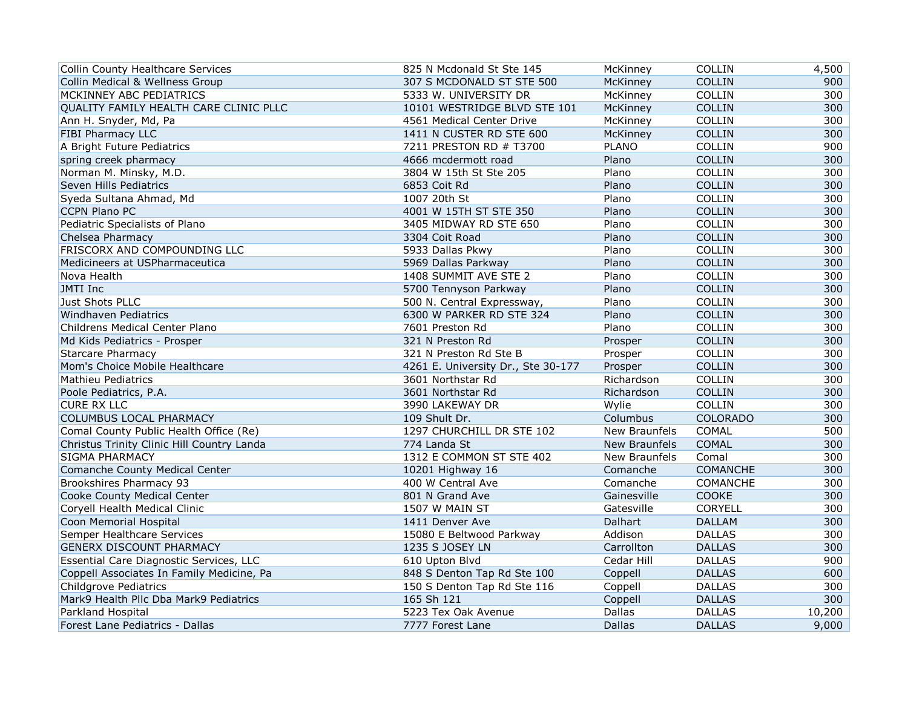| | | | | |
|---|---|---|---|---|
| Collin County Healthcare Services | 825 N Mcdonald St Ste 145 | McKinney | COLLIN | 4,500 |
| Collin Medical & Wellness Group | 307 S MCDONALD ST STE 500 | McKinney | COLLIN | 900 |
| MCKINNEY ABC PEDIATRICS | 5333 W. UNIVERSITY DR | McKinney | COLLIN | 300 |
| QUALITY FAMILY HEALTH CARE CLINIC PLLC | 10101 WESTRIDGE BLVD STE 101 | McKinney | COLLIN | 300 |
| Ann H. Snyder, Md, Pa | 4561 Medical Center Drive | McKinney | COLLIN | 300 |
| FIBI Pharmacy LLC | 1411 N CUSTER RD STE 600 | McKinney | COLLIN | 300 |
| A Bright Future Pediatrics | 7211 PRESTON RD # T3700 | PLANO | COLLIN | 900 |
| spring creek pharmacy | 4666 mcdermott road | Plano | COLLIN | 300 |
| Norman M. Minsky, M.D. | 3804 W 15th St Ste 205 | Plano | COLLIN | 300 |
| Seven Hills Pediatrics | 6853 Coit Rd | Plano | COLLIN | 300 |
| Syeda Sultana Ahmad, Md | 1007 20th St | Plano | COLLIN | 300 |
| CCPN Plano PC | 4001 W 15TH ST STE 350 | Plano | COLLIN | 300 |
| Pediatric Specialists of Plano | 3405 MIDWAY RD STE 650 | Plano | COLLIN | 300 |
| Chelsea Pharmacy | 3304 Coit Road | Plano | COLLIN | 300 |
| FRISCORX AND COMPOUNDING LLC | 5933 Dallas Pkwy | Plano | COLLIN | 300 |
| Medicineers at USPharmaceutica | 5969 Dallas Parkway | Plano | COLLIN | 300 |
| Nova Health | 1408 SUMMIT AVE STE 2 | Plano | COLLIN | 300 |
| JMTI Inc | 5700 Tennyson Parkway | Plano | COLLIN | 300 |
| Just Shots PLLC | 500 N. Central Expressway, | Plano | COLLIN | 300 |
| Windhaven Pediatrics | 6300 W PARKER RD STE 324 | Plano | COLLIN | 300 |
| Childrens Medical Center Plano | 7601 Preston Rd | Plano | COLLIN | 300 |
| Md Kids Pediatrics - Prosper | 321 N Preston Rd | Prosper | COLLIN | 300 |
| Starcare Pharmacy | 321 N Preston Rd Ste B | Prosper | COLLIN | 300 |
| Mom's Choice Mobile Healthcare | 4261 E. University Dr., Ste 30-177 | Prosper | COLLIN | 300 |
| Mathieu Pediatrics | 3601 Northstar Rd | Richardson | COLLIN | 300 |
| Poole Pediatrics, P.A. | 3601 Northstar Rd | Richardson | COLLIN | 300 |
| CURE RX LLC | 3990 LAKEWAY DR | Wylie | COLLIN | 300 |
| COLUMBUS LOCAL PHARMACY | 109 Shult Dr. | Columbus | COLORADO | 300 |
| Comal County Public Health Office (Re) | 1297 CHURCHILL DR STE 102 | New Braunfels | COMAL | 500 |
| Christus Trinity Clinic Hill Country Landa | 774 Landa St | New Braunfels | COMAL | 300 |
| SIGMA PHARMACY | 1312 E COMMON ST STE 402 | New Braunfels | Comal | 300 |
| Comanche County Medical Center | 10201 Highway 16 | Comanche | COMANCHE | 300 |
| Brookshires Pharmacy 93 | 400 W Central Ave | Comanche | COMANCHE | 300 |
| Cooke County Medical Center | 801 N Grand Ave | Gainesville | COOKE | 300 |
| Coryell Health Medical Clinic | 1507 W MAIN ST | Gatesville | CORYELL | 300 |
| Coon Memorial Hospital | 1411 Denver Ave | Dalhart | DALLAM | 300 |
| Semper Healthcare Services | 15080 E Beltwood Parkway | Addison | DALLAS | 300 |
| GENERX DISCOUNT PHARMACY | 1235 S JOSEY LN | Carrollton | DALLAS | 300 |
| Essential Care Diagnostic Services, LLC | 610 Upton Blvd | Cedar Hill | DALLAS | 900 |
| Coppell Associates In Family Medicine, Pa | 848 S Denton Tap Rd Ste 100 | Coppell | DALLAS | 600 |
| Childgrove Pediatrics | 150 S Denton Tap Rd Ste 116 | Coppell | DALLAS | 300 |
| Mark9 Health Pllc Dba Mark9 Pediatrics | 165 Sh 121 | Coppell | DALLAS | 300 |
| Parkland Hospital | 5223 Tex Oak Avenue | Dallas | DALLAS | 10,200 |
| Forest Lane Pediatrics - Dallas | 7777 Forest Lane | Dallas | DALLAS | 9,000 |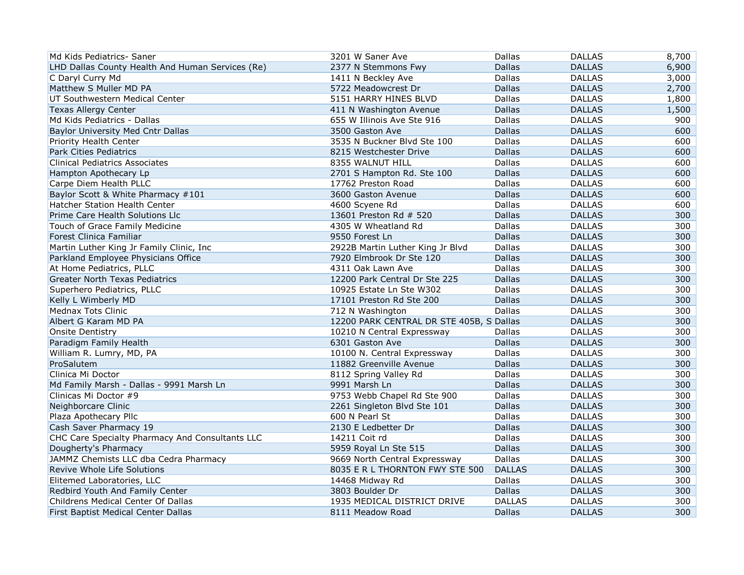| | | | | |
|---|---|---|---|---|
| Md Kids Pediatrics- Saner | 3201 W Saner Ave | Dallas | DALLAS | 8,700 |
| LHD Dallas County Health And Human Services (Re) | 2377 N Stemmons Fwy | Dallas | DALLAS | 6,900 |
| C Daryl Curry Md | 1411 N Beckley Ave | Dallas | DALLAS | 3,000 |
| Matthew S Muller MD PA | 5722 Meadowcrest Dr | Dallas | DALLAS | 2,700 |
| UT Southwestern Medical Center | 5151 HARRY HINES BLVD | Dallas | DALLAS | 1,800 |
| Texas Allergy Center | 411 N Washington Avenue | Dallas | DALLAS | 1,500 |
| Md Kids Pediatrics - Dallas | 655 W Illinois Ave Ste 916 | Dallas | DALLAS | 900 |
| Baylor University Med Cntr Dallas | 3500 Gaston Ave | Dallas | DALLAS | 600 |
| Priority Health Center | 3535 N Buckner Blvd Ste 100 | Dallas | DALLAS | 600 |
| Park Cities Pediatrics | 8215 Westchester Drive | Dallas | DALLAS | 600 |
| Clinical Pediatrics Associates | 8355 WALNUT HILL | Dallas | DALLAS | 600 |
| Hampton Apothecary Lp | 2701 S Hampton Rd. Ste 100 | Dallas | DALLAS | 600 |
| Carpe Diem Health PLLC | 17762 Preston Road | Dallas | DALLAS | 600 |
| Baylor Scott & White Pharmacy #101 | 3600 Gaston Avenue | Dallas | DALLAS | 600 |
| Hatcher Station Health Center | 4600 Scyene Rd | Dallas | DALLAS | 600 |
| Prime Care Health Solutions Llc | 13601 Preston Rd # 520 | Dallas | DALLAS | 300 |
| Touch of Grace Family Medicine | 4305 W Wheatland Rd | Dallas | DALLAS | 300 |
| Forest Clinica Familiar | 9550 Forest Ln | Dallas | DALLAS | 300 |
| Martin Luther King Jr Family Clinic, Inc | 2922B Martin Luther King Jr Blvd | Dallas | DALLAS | 300 |
| Parkland Employee Physicians Office | 7920 Elmbrook Dr Ste 120 | Dallas | DALLAS | 300 |
| At Home Pediatrics, PLLC | 4311 Oak Lawn Ave | Dallas | DALLAS | 300 |
| Greater North Texas Pediatrics | 12200 Park Central Dr Ste 225 | Dallas | DALLAS | 300 |
| Superhero Pediatrics, PLLC | 10925 Estate Ln Ste W302 | Dallas | DALLAS | 300 |
| Kelly L Wimberly MD | 17101 Preston Rd Ste 200 | Dallas | DALLAS | 300 |
| Mednax Tots Clinic | 712 N Washington | Dallas | DALLAS | 300 |
| Albert G Karam MD PA | 12200 PARK CENTRAL DR STE 405B, S | Dallas | DALLAS | 300 |
| Onsite Dentistry | 10210 N Central Expressway | Dallas | DALLAS | 300 |
| Paradigm Family Health | 6301 Gaston Ave | Dallas | DALLAS | 300 |
| William R. Lumry, MD, PA | 10100 N. Central Expressway | Dallas | DALLAS | 300 |
| ProSalutem | 11882 Greenville Avenue | Dallas | DALLAS | 300 |
| Clinica Mi Doctor | 8112 Spring Valley Rd | Dallas | DALLAS | 300 |
| Md Family Marsh - Dallas - 9991 Marsh Ln | 9991 Marsh Ln | Dallas | DALLAS | 300 |
| Clinicas Mi Doctor #9 | 9753 Webb Chapel Rd Ste 900 | Dallas | DALLAS | 300 |
| Neighborcare Clinic | 2261 Singleton Blvd Ste 101 | Dallas | DALLAS | 300 |
| Plaza Apothecary Pllc | 600 N Pearl St | Dallas | DALLAS | 300 |
| Cash Saver Pharmacy 19 | 2130 E Ledbetter Dr | Dallas | DALLAS | 300 |
| CHC Care Specialty Pharmacy And Consultants LLC | 14211 Coit rd | Dallas | DALLAS | 300 |
| Dougherty's Pharmacy | 5959 Royal Ln Ste 515 | Dallas | DALLAS | 300 |
| JAMMZ Chemists LLC dba Cedra Pharmacy | 9669 North Central Expressway | Dallas | DALLAS | 300 |
| Revive Whole Life Solutions | 8035 E R L THORNTON FWY STE 500 | DALLAS | DALLAS | 300 |
| Elitemed Laboratories, LLC | 14468 Midway Rd | Dallas | DALLAS | 300 |
| Redbird Youth And Family Center | 3803 Boulder Dr | Dallas | DALLAS | 300 |
| Childrens Medical Center Of Dallas | 1935 MEDICAL DISTRICT DRIVE | DALLAS | DALLAS | 300 |
| First Baptist Medical Center Dallas | 8111 Meadow Road | Dallas | DALLAS | 300 |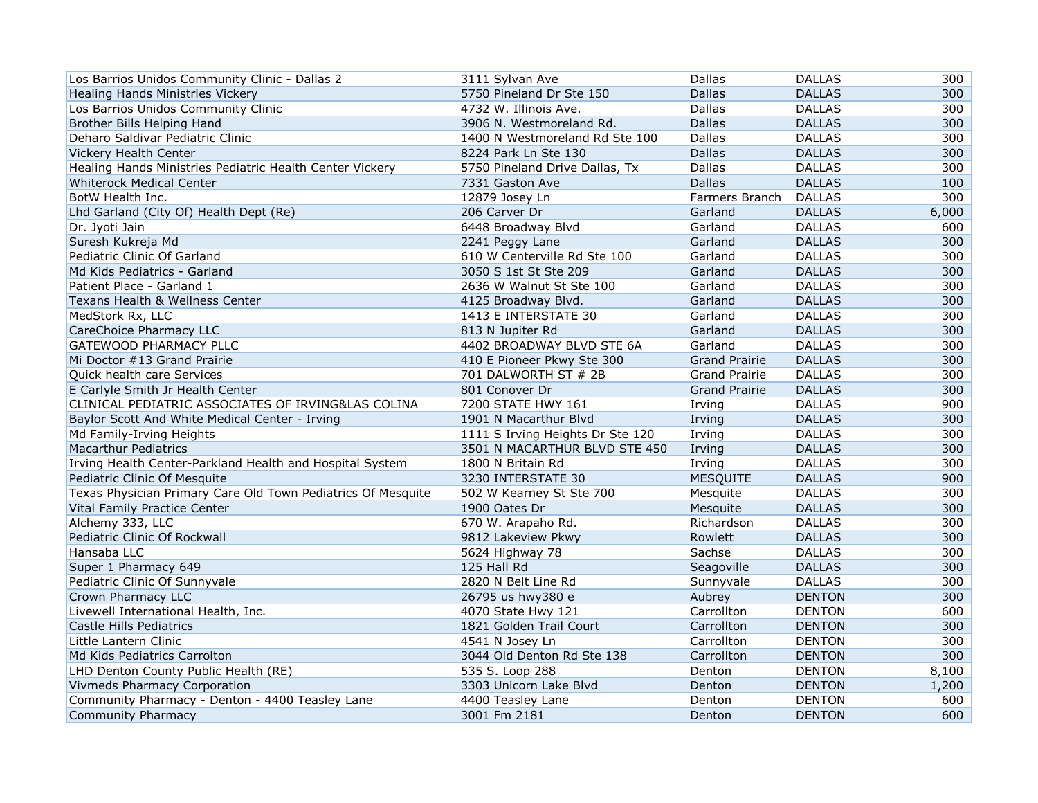| | | | | |
|---|---|---|---|---|
| Los Barrios Unidos Community Clinic - Dallas 2 | 3111 Sylvan Ave | Dallas | DALLAS | 300 |
| Healing Hands Ministries Vickery | 5750 Pineland Dr Ste 150 | Dallas | DALLAS | 300 |
| Los Barrios Unidos Community Clinic | 4732 W. Illinois Ave. | Dallas | DALLAS | 300 |
| Brother Bills Helping Hand | 3906 N. Westmoreland Rd. | Dallas | DALLAS | 300 |
| Deharo Saldivar Pediatric Clinic | 1400 N Westmoreland Rd Ste 100 | Dallas | DALLAS | 300 |
| Vickery Health Center | 8224 Park Ln Ste 130 | Dallas | DALLAS | 300 |
| Healing Hands Ministries Pediatric Health Center Vickery | 5750 Pineland Drive Dallas, Tx | Dallas | DALLAS | 300 |
| Whiterock Medical Center | 7331 Gaston Ave | Dallas | DALLAS | 100 |
| BotW Health Inc. | 12879 Josey Ln | Farmers Branch | DALLAS | 300 |
| Lhd Garland (City Of) Health Dept (Re) | 206 Carver Dr | Garland | DALLAS | 6,000 |
| Dr. Jyoti Jain | 6448 Broadway Blvd | Garland | DALLAS | 600 |
| Suresh Kukreja Md | 2241 Peggy Lane | Garland | DALLAS | 300 |
| Pediatric Clinic Of Garland | 610 W Centerville Rd Ste 100 | Garland | DALLAS | 300 |
| Md Kids Pediatrics - Garland | 3050 S 1st St Ste 209 | Garland | DALLAS | 300 |
| Patient Place - Garland 1 | 2636 W Walnut St Ste 100 | Garland | DALLAS | 300 |
| Texans Health & Wellness Center | 4125 Broadway Blvd. | Garland | DALLAS | 300 |
| MedStork Rx, LLC | 1413 E INTERSTATE 30 | Garland | DALLAS | 300 |
| CareChoice Pharmacy LLC | 813 N Jupiter Rd | Garland | DALLAS | 300 |
| GATEWOOD PHARMACY PLLC | 4402 BROADWAY BLVD STE 6A | Garland | DALLAS | 300 |
| Mi Doctor #13 Grand Prairie | 410 E Pioneer Pkwy Ste 300 | Grand Prairie | DALLAS | 300 |
| Quick health care Services | 701 DALWORTH ST # 2B | Grand Prairie | DALLAS | 300 |
| E Carlyle Smith Jr Health Center | 801 Conover Dr | Grand Prairie | DALLAS | 300 |
| CLINICAL PEDIATRIC ASSOCIATES OF IRVING&LAS COLINA | 7200 STATE HWY 161 | Irving | DALLAS | 900 |
| Baylor Scott And White Medical Center - Irving | 1901 N Macarthur Blvd | Irving | DALLAS | 300 |
| Md Family-Irving Heights | 1111 S Irving Heights Dr Ste 120 | Irving | DALLAS | 300 |
| Macarthur Pediatrics | 3501 N MACARTHUR BLVD STE 450 | Irving | DALLAS | 300 |
| Irving Health Center-Parkland Health and Hospital System | 1800 N Britain Rd | Irving | DALLAS | 300 |
| Pediatric Clinic Of Mesquite | 3230 INTERSTATE 30 | MESQUITE | DALLAS | 900 |
| Texas Physician Primary Care Old Town Pediatrics Of Mesquite | 502 W Kearney St Ste 700 | Mesquite | DALLAS | 300 |
| Vital Family Practice Center | 1900 Oates Dr | Mesquite | DALLAS | 300 |
| Alchemy 333, LLC | 670 W. Arapaho Rd. | Richardson | DALLAS | 300 |
| Pediatric Clinic Of Rockwall | 9812 Lakeview Pkwy | Rowlett | DALLAS | 300 |
| Hansaba LLC | 5624 Highway 78 | Sachse | DALLAS | 300 |
| Super 1 Pharmacy 649 | 125 Hall Rd | Seagoville | DALLAS | 300 |
| Pediatric Clinic Of Sunnyvale | 2820 N Belt Line Rd | Sunnyvale | DALLAS | 300 |
| Crown Pharmacy LLC | 26795 us hwy380 e | Aubrey | DENTON | 300 |
| Livewell International Health, Inc. | 4070 State Hwy 121 | Carrollton | DENTON | 600 |
| Castle Hills Pediatrics | 1821 Golden Trail Court | Carrollton | DENTON | 300 |
| Little Lantern Clinic | 4541 N Josey Ln | Carrollton | DENTON | 300 |
| Md Kids Pediatrics Carrolton | 3044 Old Denton Rd Ste 138 | Carrollton | DENTON | 300 |
| LHD Denton County Public Health (RE) | 535 S. Loop 288 | Denton | DENTON | 8,100 |
| Vivmeds Pharmacy Corporation | 3303 Unicorn Lake Blvd | Denton | DENTON | 1,200 |
| Community Pharmacy - Denton - 4400 Teasley Lane | 4400 Teasley Lane | Denton | DENTON | 600 |
| Community Pharmacy | 3001 Fm 2181 | Denton | DENTON | 600 |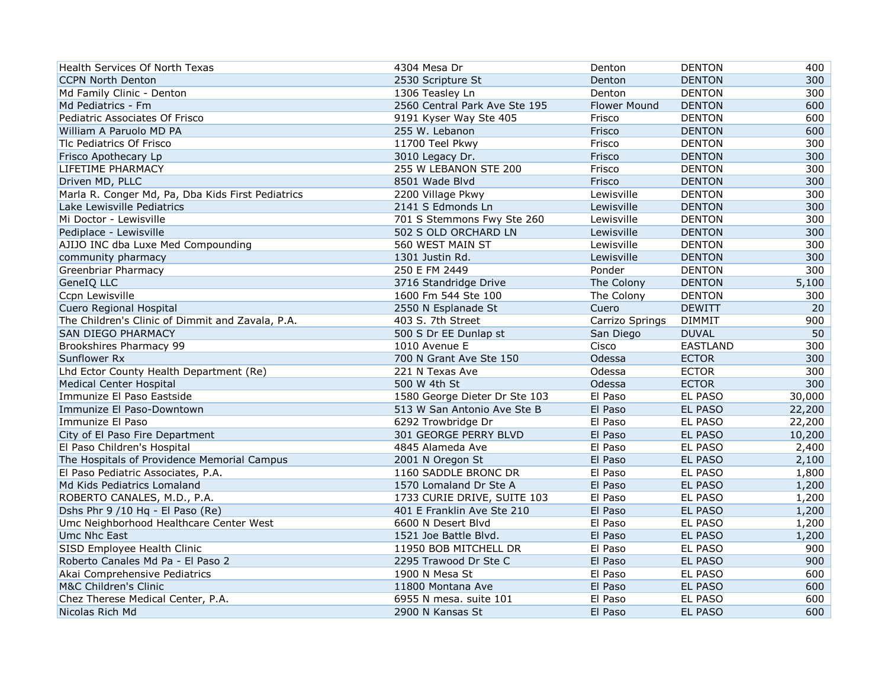| | | | | |
|---|---|---|---|---|
| Health Services Of North Texas | 4304 Mesa Dr | Denton | DENTON | 400 |
| CCPN North Denton | 2530 Scripture St | Denton | DENTON | 300 |
| Md Family Clinic - Denton | 1306 Teasley Ln | Denton | DENTON | 300 |
| Md Pediatrics - Fm | 2560 Central Park Ave Ste 195 | Flower Mound | DENTON | 600 |
| Pediatric Associates Of Frisco | 9191 Kyser Way Ste 405 | Frisco | DENTON | 600 |
| William A Paruolo MD PA | 255 W. Lebanon | Frisco | DENTON | 600 |
| Tlc Pediatrics Of Frisco | 11700 Teel Pkwy | Frisco | DENTON | 300 |
| Frisco Apothecary Lp | 3010 Legacy Dr. | Frisco | DENTON | 300 |
| LIFETIME PHARMACY | 255 W LEBANON STE 200 | Frisco | DENTON | 300 |
| Driven MD, PLLC | 8501 Wade Blvd | Frisco | DENTON | 300 |
| Marla R. Conger Md, Pa, Dba Kids First Pediatrics | 2200 Village Pkwy | Lewisville | DENTON | 300 |
| Lake Lewisville Pediatrics | 2141 S Edmonds Ln | Lewisville | DENTON | 300 |
| Mi Doctor - Lewisville | 701 S Stemmons Fwy Ste 260 | Lewisville | DENTON | 300 |
| Pediplace - Lewisville | 502 S OLD ORCHARD LN | Lewisville | DENTON | 300 |
| AJIJO INC dba Luxe Med Compounding | 560 WEST MAIN ST | Lewisville | DENTON | 300 |
| community pharmacy | 1301 Justin Rd. | Lewisville | DENTON | 300 |
| Greenbriar Pharmacy | 250 E FM 2449 | Ponder | DENTON | 300 |
| GeneIQ LLC | 3716 Standridge Drive | The Colony | DENTON | 5,100 |
| Ccpn Lewisville | 1600 Fm 544 Ste 100 | The Colony | DENTON | 300 |
| Cuero Regional Hospital | 2550 N Esplanade St | Cuero | DEWITT | 20 |
| The Children's Clinic of Dimmit and Zavala, P.A. | 403 S. 7th Street | Carrizo Springs | DIMMIT | 900 |
| SAN DIEGO PHARMACY | 500 S Dr EE Dunlap st | San Diego | DUVAL | 50 |
| Brookshires Pharmacy 99 | 1010 Avenue E | Cisco | EASTLAND | 300 |
| Sunflower Rx | 700 N Grant Ave Ste 150 | Odessa | ECTOR | 300 |
| Lhd Ector County Health Department (Re) | 221 N Texas Ave | Odessa | ECTOR | 300 |
| Medical Center Hospital | 500 W 4th St | Odessa | ECTOR | 300 |
| Immunize El Paso Eastside | 1580 George Dieter Dr Ste 103 | El Paso | EL PASO | 30,000 |
| Immunize El Paso-Downtown | 513 W San Antonio Ave Ste B | El Paso | EL PASO | 22,200 |
| Immunize El Paso | 6292 Trowbridge Dr | El Paso | EL PASO | 22,200 |
| City of El Paso Fire Department | 301 GEORGE PERRY BLVD | El Paso | EL PASO | 10,200 |
| El Paso Children's Hospital | 4845 Alameda Ave | El Paso | EL PASO | 2,400 |
| The Hospitals of Providence Memorial Campus | 2001 N Oregon St | El Paso | EL PASO | 2,100 |
| El Paso Pediatric Associates, P.A. | 1160 SADDLE BRONC DR | El Paso | EL PASO | 1,800 |
| Md Kids Pediatrics Lomaland | 1570 Lomaland Dr Ste A | El Paso | EL PASO | 1,200 |
| ROBERTO CANALES, M.D., P.A. | 1733 CURIE DRIVE, SUITE 103 | El Paso | EL PASO | 1,200 |
| Dshs Phr 9 /10 Hq - El Paso (Re) | 401 E Franklin Ave Ste 210 | El Paso | EL PASO | 1,200 |
| Umc Neighborhood Healthcare Center West | 6600 N Desert Blvd | El Paso | EL PASO | 1,200 |
| Umc Nhc East | 1521 Joe Battle Blvd. | El Paso | EL PASO | 1,200 |
| SISD Employee Health Clinic | 11950 BOB MITCHELL DR | El Paso | EL PASO | 900 |
| Roberto Canales Md Pa - El Paso 2 | 2295 Trawood Dr Ste C | El Paso | EL PASO | 900 |
| Akai Comprehensive Pediatrics | 1900 N Mesa St | El Paso | EL PASO | 600 |
| M&C Children's Clinic | 11800 Montana Ave | El Paso | EL PASO | 600 |
| Chez Therese Medical Center, P.A. | 6955 N mesa. suite 101 | El Paso | EL PASO | 600 |
| Nicolas Rich Md | 2900 N Kansas St | El Paso | EL PASO | 600 |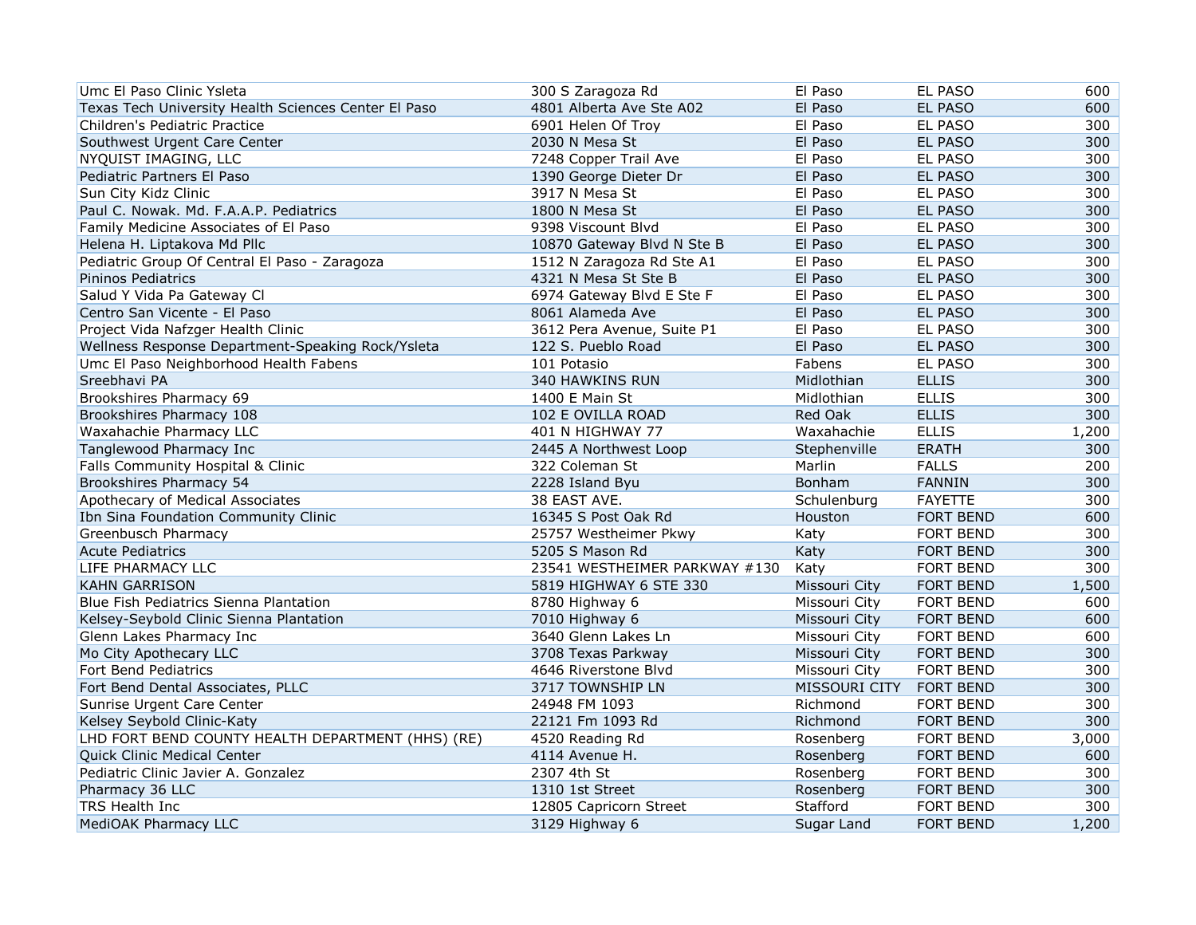| | | | | |
|---|---|---|---|---|
| Umc El Paso Clinic Ysleta | 300 S Zaragoza Rd | El Paso | EL PASO | 600 |
| Texas Tech University Health Sciences Center El Paso | 4801 Alberta Ave Ste A02 | El Paso | EL PASO | 600 |
| Children's Pediatric Practice | 6901 Helen Of Troy | El Paso | EL PASO | 300 |
| Southwest Urgent Care Center | 2030 N Mesa St | El Paso | EL PASO | 300 |
| NYQUIST IMAGING, LLC | 7248 Copper Trail Ave | El Paso | EL PASO | 300 |
| Pediatric Partners El Paso | 1390 George Dieter Dr | El Paso | EL PASO | 300 |
| Sun City Kidz Clinic | 3917 N Mesa St | El Paso | EL PASO | 300 |
| Paul C. Nowak. Md. F.A.A.P. Pediatrics | 1800 N Mesa St | El Paso | EL PASO | 300 |
| Family Medicine Associates of El Paso | 9398 Viscount Blvd | El Paso | EL PASO | 300 |
| Helena H. Liptakova Md Pllc | 10870 Gateway Blvd N Ste B | El Paso | EL PASO | 300 |
| Pediatric Group Of Central El Paso - Zaragoza | 1512 N Zaragoza Rd Ste A1 | El Paso | EL PASO | 300 |
| Pininos Pediatrics | 4321 N Mesa St Ste B | El Paso | EL PASO | 300 |
| Salud Y Vida Pa Gateway Cl | 6974 Gateway Blvd E Ste F | El Paso | EL PASO | 300 |
| Centro San Vicente - El Paso | 8061 Alameda Ave | El Paso | EL PASO | 300 |
| Project Vida Nafzger Health Clinic | 3612 Pera Avenue, Suite P1 | El Paso | EL PASO | 300 |
| Wellness Response Department-Speaking Rock/Ysleta | 122 S. Pueblo Road | El Paso | EL PASO | 300 |
| Umc El Paso Neighborhood Health Fabens | 101 Potasio | Fabens | EL PASO | 300 |
| Sreebhavi PA | 340 HAWKINS RUN | Midlothian | ELLIS | 300 |
| Brookshires Pharmacy 69 | 1400 E Main St | Midlothian | ELLIS | 300 |
| Brookshires Pharmacy 108 | 102 E OVILLA ROAD | Red Oak | ELLIS | 300 |
| Waxahachie Pharmacy LLC | 401 N HIGHWAY 77 | Waxahachie | ELLIS | 1,200 |
| Tanglewood Pharmacy Inc | 2445 A Northwest Loop | Stephenville | ERATH | 300 |
| Falls Community Hospital & Clinic | 322 Coleman St | Marlin | FALLS | 200 |
| Brookshires Pharmacy 54 | 2228 Island Byu | Bonham | FANNIN | 300 |
| Apothecary of Medical Associates | 38 EAST AVE. | Schulenburg | FAYETTE | 300 |
| Ibn Sina Foundation Community Clinic | 16345 S Post Oak Rd | Houston | FORT BEND | 600 |
| Greenbusch Pharmacy | 25757 Westheimer Pkwy | Katy | FORT BEND | 300 |
| Acute Pediatrics | 5205 S Mason Rd | Katy | FORT BEND | 300 |
| LIFE PHARMACY LLC | 23541 WESTHEIMER PARKWAY #130 | Katy | FORT BEND | 300 |
| KAHN GARRISON | 5819 HIGHWAY 6 STE 330 | Missouri City | FORT BEND | 1,500 |
| Blue Fish Pediatrics Sienna Plantation | 8780 Highway 6 | Missouri City | FORT BEND | 600 |
| Kelsey-Seybold Clinic Sienna Plantation | 7010 Highway 6 | Missouri City | FORT BEND | 600 |
| Glenn Lakes Pharmacy Inc | 3640 Glenn Lakes Ln | Missouri City | FORT BEND | 600 |
| Mo City Apothecary LLC | 3708 Texas Parkway | Missouri City | FORT BEND | 300 |
| Fort Bend Pediatrics | 4646 Riverstone Blvd | Missouri City | FORT BEND | 300 |
| Fort Bend Dental Associates, PLLC | 3717 TOWNSHIP LN | MISSOURI CITY | FORT BEND | 300 |
| Sunrise Urgent Care Center | 24948 FM 1093 | Richmond | FORT BEND | 300 |
| Kelsey Seybold Clinic-Katy | 22121 Fm 1093 Rd | Richmond | FORT BEND | 300 |
| LHD FORT BEND COUNTY HEALTH DEPARTMENT (HHS) (RE) | 4520 Reading Rd | Rosenberg | FORT BEND | 3,000 |
| Quick Clinic Medical Center | 4114 Avenue H. | Rosenberg | FORT BEND | 600 |
| Pediatric Clinic Javier A. Gonzalez | 2307 4th St | Rosenberg | FORT BEND | 300 |
| Pharmacy 36 LLC | 1310 1st Street | Rosenberg | FORT BEND | 300 |
| TRS Health Inc | 12805 Capricorn Street | Stafford | FORT BEND | 300 |
| MediOAK Pharmacy LLC | 3129 Highway 6 | Sugar Land | FORT BEND | 1,200 |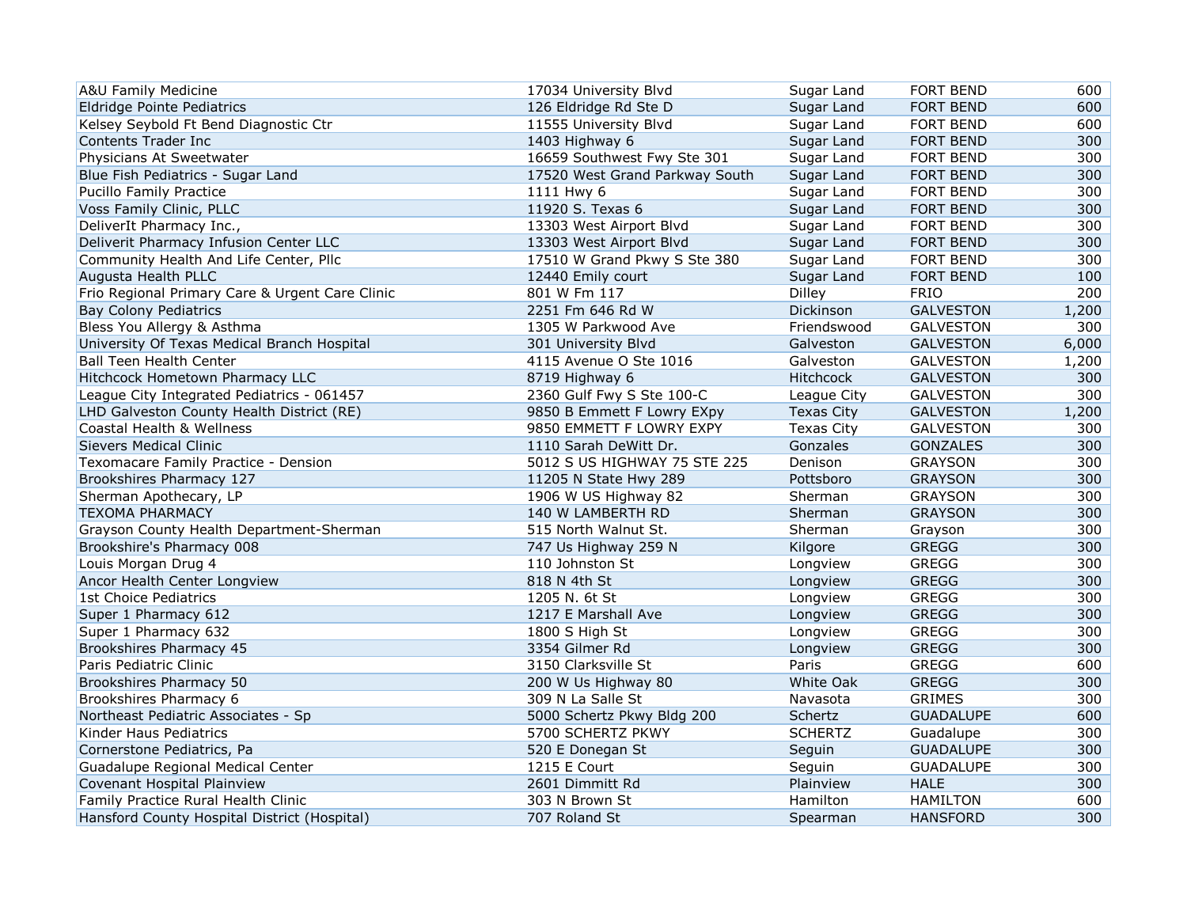| | | | | |
|---|---|---|---|---|
| A&U Family Medicine | 17034 University Blvd | Sugar Land | FORT BEND | 600 |
| Eldridge Pointe Pediatrics | 126 Eldridge Rd Ste D | Sugar Land | FORT BEND | 600 |
| Kelsey Seybold Ft Bend Diagnostic Ctr | 11555 University Blvd | Sugar Land | FORT BEND | 600 |
| Contents Trader Inc | 1403 Highway 6 | Sugar Land | FORT BEND | 300 |
| Physicians At Sweetwater | 16659 Southwest Fwy Ste 301 | Sugar Land | FORT BEND | 300 |
| Blue Fish Pediatrics - Sugar Land | 17520 West Grand Parkway South | Sugar Land | FORT BEND | 300 |
| Pucillo Family Practice | 1111 Hwy 6 | Sugar Land | FORT BEND | 300 |
| Voss Family Clinic, PLLC | 11920 S. Texas 6 | Sugar Land | FORT BEND | 300 |
| DeliverIt Pharmacy Inc., | 13303 West Airport Blvd | Sugar Land | FORT BEND | 300 |
| Deliverit Pharmacy Infusion Center LLC | 13303 West Airport Blvd | Sugar Land | FORT BEND | 300 |
| Community Health And Life Center, Pllc | 17510 W Grand Pkwy S Ste 380 | Sugar Land | FORT BEND | 300 |
| Augusta Health PLLC | 12440 Emily court | Sugar Land | FORT BEND | 100 |
| Frio Regional Primary Care & Urgent Care Clinic | 801 W Fm 117 | Dilley | FRIO | 200 |
| Bay Colony Pediatrics | 2251 Fm 646 Rd W | Dickinson | GALVESTON | 1,200 |
| Bless You Allergy & Asthma | 1305 W Parkwood Ave | Friendswood | GALVESTON | 300 |
| University Of Texas Medical Branch Hospital | 301 University Blvd | Galveston | GALVESTON | 6,000 |
| Ball Teen Health Center | 4115 Avenue O Ste 1016 | Galveston | GALVESTON | 1,200 |
| Hitchcock Hometown Pharmacy LLC | 8719 Highway 6 | Hitchcock | GALVESTON | 300 |
| League City Integrated Pediatrics - 061457 | 2360 Gulf Fwy S Ste 100-C | League City | GALVESTON | 300 |
| LHD Galveston County Health District (RE) | 9850 B Emmett F Lowry EXpy | Texas City | GALVESTON | 1,200 |
| Coastal Health & Wellness | 9850 EMMETT F LOWRY EXPY | Texas City | GALVESTON | 300 |
| Sievers Medical Clinic | 1110 Sarah DeWitt Dr. | Gonzales | GONZALES | 300 |
| Texomacare Family Practice - Densionn | 5012 S US HIGHWAY 75 STE 225 | Denison | GRAYSON | 300 |
| Brookshires Pharmacy 127 | 11205 N State Hwy 289 | Pottsboro | GRAYSON | 300 |
| Sherman Apothecary, LP | 1906 W US Highway 82 | Sherman | GRAYSON | 300 |
| TEXOMA PHARMACY | 140 W LAMBERTH RD | Sherman | GRAYSON | 300 |
| Grayson County Health Department-Sherman | 515 North Walnut St. | Sherman | Grayson | 300 |
| Brookshire's Pharmacy 008 | 747 Us Highway 259 N | Kilgore | GREGG | 300 |
| Louis Morgan Drug 4 | 110 Johnston St | Longview | GREGG | 300 |
| Ancor Health Center Longview | 818 N 4th St | Longview | GREGG | 300 |
| 1st Choice Pediatrics | 1205 N. 6t St | Longview | GREGG | 300 |
| Super 1 Pharmacy 612 | 1217 E Marshall Ave | Longview | GREGG | 300 |
| Super 1 Pharmacy 632 | 1800 S High St | Longview | GREGG | 300 |
| Brookshires Pharmacy 45 | 3354 Gilmer Rd | Longview | GREGG | 300 |
| Paris Pediatric Clinic | 3150 Clarksville St | Paris | GREGG | 600 |
| Brookshires Pharmacy 50 | 200 W Us Highway 80 | White Oak | GREGG | 300 |
| Brookshires Pharmacy 6 | 309 N La Salle St | Navasota | GRIMES | 300 |
| Northeast Pediatric Associates - Sp | 5000 Schertz Pkwy Bldg 200 | Schertz | GUADALUPE | 600 |
| Kinder Haus Pediatrics | 5700 SCHERTZ PKWY | SCHERTZ | Guadalupe | 300 |
| Cornerstone Pediatrics, Pa | 520 E Donegan St | Seguin | GUADALUPE | 300 |
| Guadalupe Regional Medical Center | 1215 E Court | Seguin | GUADALUPE | 300 |
| Covenant Hospital Plainview | 2601 Dimmitt Rd | Plainview | HALE | 300 |
| Family Practice Rural Health Clinic | 303 N Brown St | Hamilton | HAMILTON | 600 |
| Hansford County Hospital District (Hospital) | 707 Roland St | Spearman | HANSFORD | 300 |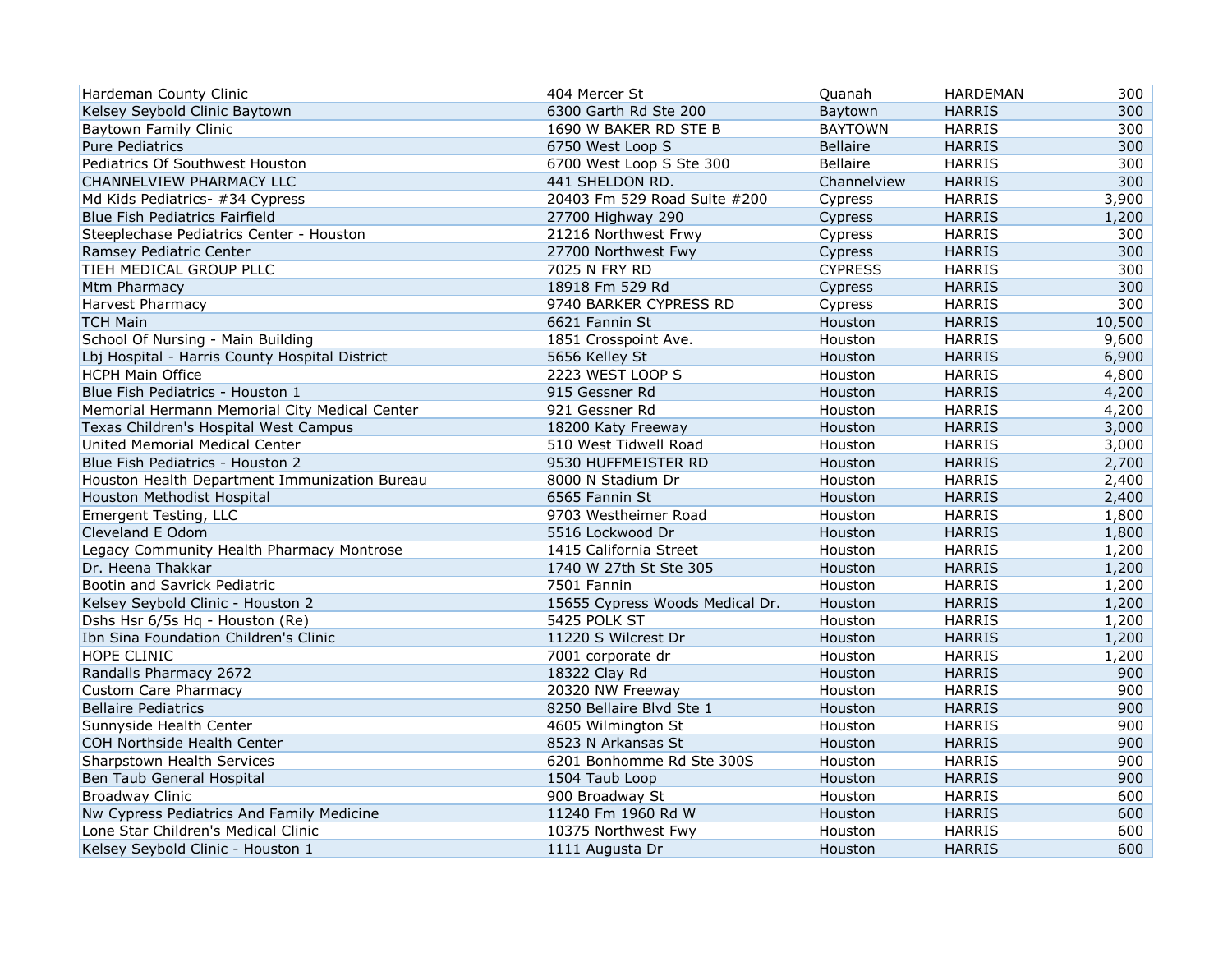| | | | | |
|---|---|---|---|---|
| Hardeman County Clinic | 404 Mercer St | Quanah | HARDEMAN | 300 |
| Kelsey Seybold Clinic Baytown | 6300 Garth Rd Ste 200 | Baytown | HARRIS | 300 |
| Baytown Family Clinic | 1690 W BAKER RD STE B | BAYTOWN | HARRIS | 300 |
| Pure Pediatrics | 6750 West Loop S | Bellaire | HARRIS | 300 |
| Pediatrics Of Southwest Houston | 6700 West Loop S Ste 300 | Bellaire | HARRIS | 300 |
| CHANNELVIEW PHARMACY LLC | 441 SHELDON RD. | Channelview | HARRIS | 300 |
| Md Kids Pediatrics- #34 Cypress | 20403 Fm 529 Road Suite #200 | Cypress | HARRIS | 3,900 |
| Blue Fish Pediatrics Fairfield | 27700 Highway 290 | Cypress | HARRIS | 1,200 |
| Steeplechase Pediatrics Center - Houston | 21216 Northwest Frwy | Cypress | HARRIS | 300 |
| Ramsey Pediatric Center | 27700 Northwest Fwy | Cypress | HARRIS | 300 |
| TIEH MEDICAL GROUP PLLC | 7025 N FRY RD | CYPRESS | HARRIS | 300 |
| Mtm Pharmacy | 18918 Fm 529 Rd | Cypress | HARRIS | 300 |
| Harvest Pharmacy | 9740 BARKER CYPRESS RD | Cypress | HARRIS | 300 |
| TCH Main | 6621 Fannin St | Houston | HARRIS | 10,500 |
| School Of Nursing - Main Building | 1851 Crosspoint Ave. | Houston | HARRIS | 9,600 |
| Lbj Hospital - Harris County Hospital District | 5656 Kelley St | Houston | HARRIS | 6,900 |
| HCPH Main Office | 2223 WEST LOOP S | Houston | HARRIS | 4,800 |
| Blue Fish Pediatrics - Houston 1 | 915 Gessner Rd | Houston | HARRIS | 4,200 |
| Memorial Hermann Memorial City Medical Center | 921 Gessner Rd | Houston | HARRIS | 4,200 |
| Texas Children's Hospital West Campus | 18200 Katy Freeway | Houston | HARRIS | 3,000 |
| United Memorial Medical Center | 510 West Tidwell Road | Houston | HARRIS | 3,000 |
| Blue Fish Pediatrics - Houston 2 | 9530 HUFFMEISTER RD | Houston | HARRIS | 2,700 |
| Houston Health Department Immunization Bureau | 8000 N Stadium Dr | Houston | HARRIS | 2,400 |
| Houston Methodist Hospital | 6565 Fannin St | Houston | HARRIS | 2,400 |
| Emergent Testing, LLC | 9703 Westheimer Road | Houston | HARRIS | 1,800 |
| Cleveland E Odom | 5516 Lockwood Dr | Houston | HARRIS | 1,800 |
| Legacy Community Health Pharmacy Montrose | 1415 California Street | Houston | HARRIS | 1,200 |
| Dr. Heena Thakkar | 1740 W 27th St Ste 305 | Houston | HARRIS | 1,200 |
| Bootin and Savrick Pediatric | 7501 Fannin | Houston | HARRIS | 1,200 |
| Kelsey Seybold Clinic - Houston 2 | 15655 Cypress Woods Medical Dr. | Houston | HARRIS | 1,200 |
| Dshs Hsr 6/5s Hq - Houston (Re) | 5425 POLK ST | Houston | HARRIS | 1,200 |
| Ibn Sina Foundation Children's Clinic | 11220 S Wilcrest Dr | Houston | HARRIS | 1,200 |
| HOPE CLINIC | 7001 corporate dr | Houston | HARRIS | 1,200 |
| Randalls Pharmacy 2672 | 18322 Clay Rd | Houston | HARRIS | 900 |
| Custom Care Pharmacy | 20320 NW Freeway | Houston | HARRIS | 900 |
| Bellaire Pediatrics | 8250 Bellaire Blvd Ste 1 | Houston | HARRIS | 900 |
| Sunnyside Health Center | 4605 Wilmington St | Houston | HARRIS | 900 |
| COH Northside Health Center | 8523 N Arkansas St | Houston | HARRIS | 900 |
| Sharpstown Health Services | 6201 Bonhomme Rd Ste 300S | Houston | HARRIS | 900 |
| Ben Taub General Hospital | 1504 Taub Loop | Houston | HARRIS | 900 |
| Broadway Clinic | 900 Broadway St | Houston | HARRIS | 600 |
| Nw Cypress Pediatrics And Family Medicine | 11240 Fm 1960 Rd W | Houston | HARRIS | 600 |
| Lone Star Children's Medical Clinic | 10375 Northwest Fwy | Houston | HARRIS | 600 |
| Kelsey Seybold Clinic - Houston 1 | 1111 Augusta Dr | Houston | HARRIS | 600 |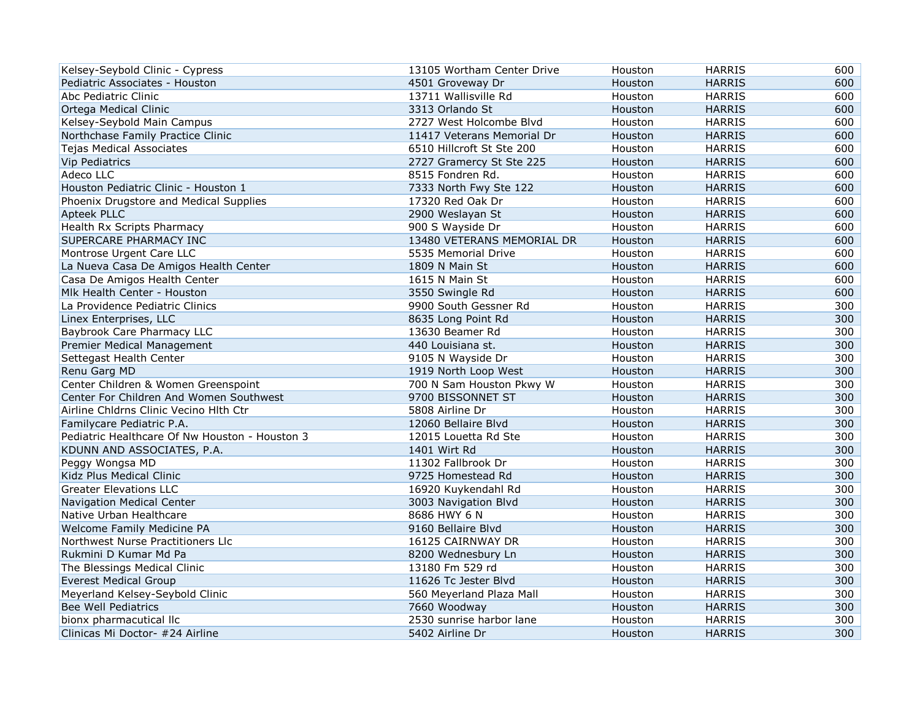| | | | | |
|---|---|---|---|---|
| Kelsey-Seybold Clinic - Cypress | 13105 Wortham Center Drive | Houston | HARRIS | 600 |
| Pediatric Associates - Houston | 4501 Groveway Dr | Houston | HARRIS | 600 |
| Abc Pediatric Clinic | 13711 Wallisville Rd | Houston | HARRIS | 600 |
| Ortega Medical Clinic | 3313 Orlando St | Houston | HARRIS | 600 |
| Kelsey-Seybold Main Campus | 2727 West Holcombe Blvd | Houston | HARRIS | 600 |
| Northchase Family Practice Clinic | 11417 Veterans Memorial Dr | Houston | HARRIS | 600 |
| Tejas Medical Associates | 6510 Hillcroft St Ste 200 | Houston | HARRIS | 600 |
| Vip Pediatrics | 2727 Gramercy St Ste 225 | Houston | HARRIS | 600 |
| Adeco LLC | 8515 Fondren Rd. | Houston | HARRIS | 600 |
| Houston Pediatric Clinic - Houston 1 | 7333 North Fwy Ste 122 | Houston | HARRIS | 600 |
| Phoenix Drugstore and Medical Supplies | 17320 Red Oak Dr | Houston | HARRIS | 600 |
| Apteek PLLC | 2900 Weslayan St | Houston | HARRIS | 600 |
| Health Rx Scripts Pharmacy | 900 S Wayside Dr | Houston | HARRIS | 600 |
| SUPERCARE PHARMACY INC | 13480 VETERANS MEMORIAL DR | Houston | HARRIS | 600 |
| Montrose Urgent Care LLC | 5535 Memorial Drive | Houston | HARRIS | 600 |
| La Nueva Casa De Amigos Health Center | 1809 N Main St | Houston | HARRIS | 600 |
| Casa De Amigos Health Center | 1615 N Main St | Houston | HARRIS | 600 |
| Mlk Health Center - Houston | 3550 Swingle Rd | Houston | HARRIS | 600 |
| La Providence Pediatric Clinics | 9900 South Gessner Rd | Houston | HARRIS | 300 |
| Linex Enterprises, LLC | 8635 Long Point Rd | Houston | HARRIS | 300 |
| Baybrook Care Pharmacy LLC | 13630 Beamer Rd | Houston | HARRIS | 300 |
| Premier Medical Management | 440 Louisiana st. | Houston | HARRIS | 300 |
| Settegast Health Center | 9105 N Wayside Dr | Houston | HARRIS | 300 |
| Renu Garg MD | 1919 North Loop West | Houston | HARRIS | 300 |
| Center Children & Women Greenspoint | 700 N Sam Houston Pkwy W | Houston | HARRIS | 300 |
| Center For Children And Women Southwest | 9700 BISSONNET ST | Houston | HARRIS | 300 |
| Airline Chldrns Clinic Vecino Hlth Ctr | 5808 Airline Dr | Houston | HARRIS | 300 |
| Familycare Pediatric P.A. | 12060 Bellaire Blvd | Houston | HARRIS | 300 |
| Pediatric Healthcare Of Nw Houston - Houston 3 | 12015 Louetta Rd Ste | Houston | HARRIS | 300 |
| KDUNN AND ASSOCIATES, P.A. | 1401 Wirt Rd | Houston | HARRIS | 300 |
| Peggy Wongsa MD | 11302 Fallbrook Dr | Houston | HARRIS | 300 |
| Kidz Plus Medical Clinic | 9725 Homestead Rd | Houston | HARRIS | 300 |
| Greater Elevations LLC | 16920 Kuykendahl Rd | Houston | HARRIS | 300 |
| Navigation Medical Center | 3003 Navigation Blvd | Houston | HARRIS | 300 |
| Native Urban Healthcare | 8686 HWY 6 N | Houston | HARRIS | 300 |
| Welcome Family Medicine PA | 9160 Bellaire Blvd | Houston | HARRIS | 300 |
| Northwest Nurse Practitioners Llc | 16125 CAIRNWAY DR | Houston | HARRIS | 300 |
| Rukmini D Kumar Md Pa | 8200 Wednesbury Ln | Houston | HARRIS | 300 |
| The Blessings Medical Clinic | 13180 Fm 529 rd | Houston | HARRIS | 300 |
| Everest Medical Group | 11626 Tc Jester Blvd | Houston | HARRIS | 300 |
| Meyerland Kelsey-Seybold Clinic | 560 Meyerland Plaza Mall | Houston | HARRIS | 300 |
| Bee Well Pediatrics | 7660 Woodway | Houston | HARRIS | 300 |
| bionx pharmacutical llc | 2530 sunrise harbor lane | Houston | HARRIS | 300 |
| Clinicas Mi Doctor- #24 Airline | 5402 Airline Dr | Houston | HARRIS | 300 |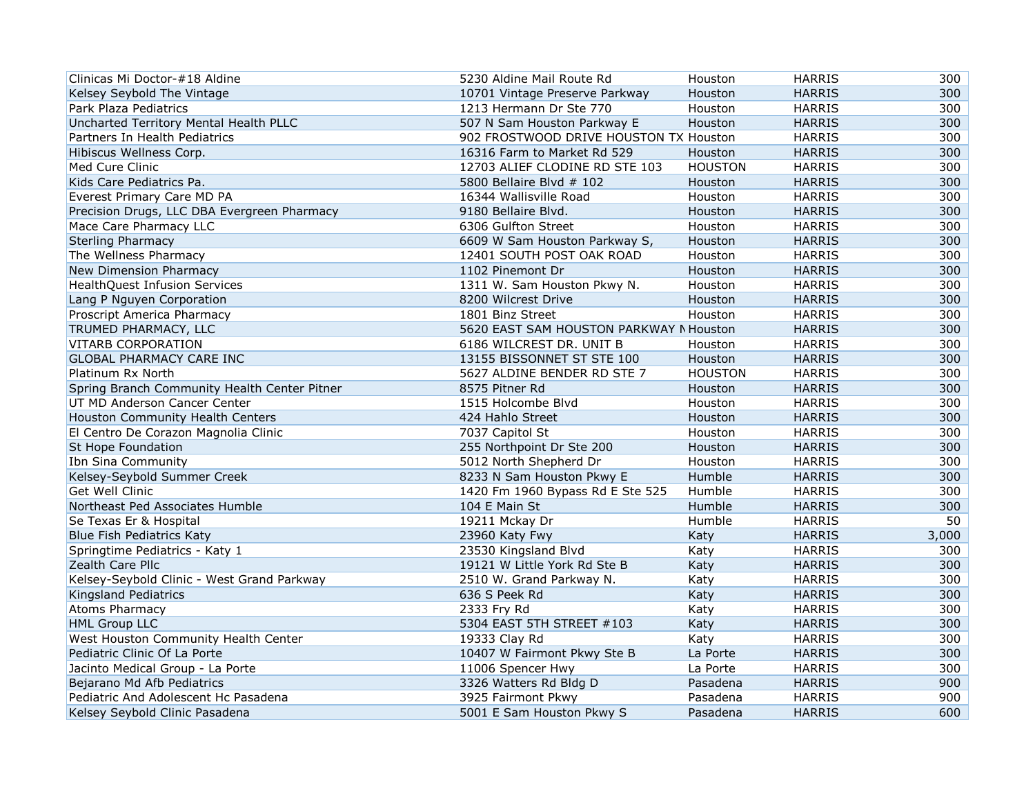| | | | | |
|---|---|---|---|---|
| Clinicas Mi Doctor-#18 Aldine | 5230 Aldine Mail Route Rd | Houston | HARRIS | 300 |
| Kelsey Seybold The Vintage | 10701 Vintage Preserve Parkway | Houston | HARRIS | 300 |
| Park Plaza Pediatrics | 1213 Hermann Dr Ste 770 | Houston | HARRIS | 300 |
| Uncharted Territory Mental Health PLLC | 507 N Sam Houston Parkway E | Houston | HARRIS | 300 |
| Partners In Health Pediatrics | 902 FROSTWOOD DRIVE HOUSTON TX | Houston | HARRIS | 300 |
| Hibiscus Wellness Corp. | 16316 Farm to Market Rd 529 | Houston | HARRIS | 300 |
| Med Cure Clinic | 12703 ALIEF CLODINE RD STE 103 | HOUSTON | HARRIS | 300 |
| Kids Care Pediatrics Pa. | 5800 Bellaire Blvd # 102 | Houston | HARRIS | 300 |
| Everest Primary Care MD PA | 16344 Wallisville Road | Houston | HARRIS | 300 |
| Precision Drugs, LLC DBA Evergreen Pharmacy | 9180 Bellaire Blvd. | Houston | HARRIS | 300 |
| Mace Care Pharmacy LLC | 6306 Gulfton Street | Houston | HARRIS | 300 |
| Sterling Pharmacy | 6609 W Sam Houston Parkway S, | Houston | HARRIS | 300 |
| The Wellness Pharmacy | 12401 SOUTH POST OAK ROAD | Houston | HARRIS | 300 |
| New Dimension Pharmacy | 1102 Pinemont Dr | Houston | HARRIS | 300 |
| HealthQuest Infusion Services | 1311 W. Sam Houston Pkwy N. | Houston | HARRIS | 300 |
| Lang P Nguyen Corporation | 8200 Wilcrest Drive | Houston | HARRIS | 300 |
| Proscript America Pharmacy | 1801 Binz Street | Houston | HARRIS | 300 |
| TRUMED PHARMACY, LLC | 5620 EAST SAM HOUSTON PARKWAY N | Houston | HARRIS | 300 |
| VITARB CORPORATION | 6186 WILCREST DR. UNIT B | Houston | HARRIS | 300 |
| GLOBAL PHARMACY CARE INC | 13155 BISSONNET ST STE 100 | Houston | HARRIS | 300 |
| Platinum Rx North | 5627 ALDINE BENDER RD STE 7 | HOUSTON | HARRIS | 300 |
| Spring Branch Community Health Center Pitner | 8575 Pitner Rd | Houston | HARRIS | 300 |
| UT MD Anderson Cancer Center | 1515 Holcombe Blvd | Houston | HARRIS | 300 |
| Houston Community Health Centers | 424 Hahlo Street | Houston | HARRIS | 300 |
| El Centro De Corazon Magnolia Clinic | 7037 Capitol St | Houston | HARRIS | 300 |
| St Hope Foundation | 255 Northpoint Dr Ste 200 | Houston | HARRIS | 300 |
| Ibn Sina Community | 5012 North Shepherd Dr | Houston | HARRIS | 300 |
| Kelsey-Seybold Summer Creek | 8233 N Sam Houston Pkwy E | Humble | HARRIS | 300 |
| Get Well Clinic | 1420 Fm 1960 Bypass Rd E Ste 525 | Humble | HARRIS | 300 |
| Northeast Ped Associates Humble | 104 E Main St | Humble | HARRIS | 300 |
| Se Texas Er & Hospital | 19211 Mckay Dr | Humble | HARRIS | 50 |
| Blue Fish Pediatrics Katy | 23960 Katy Fwy | Katy | HARRIS | 3,000 |
| Springtime Pediatrics - Katy 1 | 23530 Kingsland Blvd | Katy | HARRIS | 300 |
| Zealth Care Pllc | 19121 W Little York Rd Ste B | Katy | HARRIS | 300 |
| Kelsey-Seybold Clinic - West Grand Parkway | 2510 W. Grand Parkway N. | Katy | HARRIS | 300 |
| Kingsland Pediatrics | 636 S Peek Rd | Katy | HARRIS | 300 |
| Atoms Pharmacy | 2333 Fry Rd | Katy | HARRIS | 300 |
| HML Group LLC | 5304 EAST 5TH STREET #103 | Katy | HARRIS | 300 |
| West Houston Community Health Center | 19333 Clay Rd | Katy | HARRIS | 300 |
| Pediatric Clinic Of La Porte | 10407 W Fairmont Pkwy Ste B | La Porte | HARRIS | 300 |
| Jacinto Medical Group - La Porte | 11006 Spencer Hwy | La Porte | HARRIS | 300 |
| Bejarano Md Afb Pediatrics | 3326 Watters Rd Bldg D | Pasadena | HARRIS | 900 |
| Pediatric And Adolescent Hc Pasadena | 3925 Fairmont Pkwy | Pasadena | HARRIS | 900 |
| Kelsey Seybold Clinic Pasadena | 5001 E Sam Houston Pkwy S | Pasadena | HARRIS | 600 |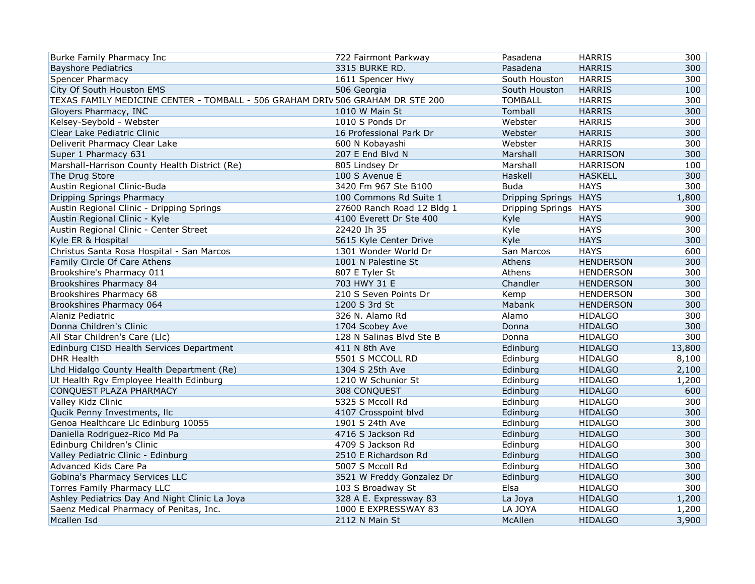| | | | | |
|---|---|---|---|---|
| Burke Family Pharmacy Inc | 722 Fairmont Parkway | Pasadena | HARRIS | 300 |
| Bayshore Pediatrics | 3315 BURKE RD. | Pasadena | HARRIS | 300 |
| Spencer Pharmacy | 1611 Spencer Hwy | South Houston | HARRIS | 300 |
| City Of South Houston EMS | 506 Georgia | South Houston | HARRIS | 100 |
| TEXAS FAMILY MEDICINE CENTER - TOMBALL - 506 GRAHAM DRIV | 506 GRAHAM DR STE 200 | TOMBALL | HARRIS | 300 |
| Gloyers Pharmacy, INC | 1010 W Main St | Tomball | HARRIS | 300 |
| Kelsey-Seybold - Webster | 1010 S Ponds Dr | Webster | HARRIS | 300 |
| Clear Lake Pediatric Clinic | 16 Professional Park Dr | Webster | HARRIS | 300 |
| Deliverit Pharmacy Clear Lake | 600 N Kobayashi | Webster | HARRIS | 300 |
| Super 1 Pharmacy 631 | 207 E End Blvd N | Marshall | HARRISON | 300 |
| Marshall-Harrison County Health District (Re) | 805 Lindsey Dr | Marshall | HARRISON | 100 |
| The Drug Store | 100 S Avenue E | Haskell | HASKELL | 300 |
| Austin Regional Clinic-Buda | 3420 Fm 967 Ste B100 | Buda | HAYS | 300 |
| Dripping Springs Pharmacy | 100 Commons Rd Suite 1 | Dripping Springs | HAYS | 1,800 |
| Austin Regional Clinic - Dripping Springs | 27600 Ranch Road 12 Bldg 1 | Dripping Springs | HAYS | 300 |
| Austin Regional Clinic - Kyle | 4100 Everett Dr Ste 400 | Kyle | HAYS | 900 |
| Austin Regional Clinic - Center Street | 22420 Ih 35 | Kyle | HAYS | 300 |
| Kyle ER & Hospital | 5615 Kyle Center Drive | Kyle | HAYS | 300 |
| Christus Santa Rosa Hospital - San Marcos | 1301 Wonder World Dr | San Marcos | HAYS | 600 |
| Family Circle Of Care Athens | 1001 N Palestine St | Athens | HENDERSON | 300 |
| Brookshire's Pharmacy 011 | 807 E Tyler St | Athens | HENDERSON | 300 |
| Brookshires Pharmacy 84 | 703 HWY 31 E | Chandler | HENDERSON | 300 |
| Brookshires Pharmacy 68 | 210 S Seven Points Dr | Kemp | HENDERSON | 300 |
| Brookshires Pharmacy 064 | 1200 S 3rd St | Mabank | HENDERSON | 300 |
| Alaniz Pediatric | 326 N. Alamo Rd | Alamo | HIDALGO | 300 |
| Donna Children's Clinic | 1704 Scobey Ave | Donna | HIDALGO | 300 |
| All Star Children's Care (Llc) | 128 N Salinas Blvd Ste B | Donna | HIDALGO | 300 |
| Edinburg CISD Health Services Department | 411 N 8th Ave | Edinburg | HIDALGO | 13,800 |
| DHR Health | 5501 S MCCOLL RD | Edinburg | HIDALGO | 8,100 |
| Lhd Hidalgo County Health Department (Re) | 1304 S 25th Ave | Edinburg | HIDALGO | 2,100 |
| Ut Health Rgv Employee Health Edinburg | 1210 W Schunior St | Edinburg | HIDALGO | 1,200 |
| CONQUEST PLAZA PHARMACY | 308 CONQUEST | Edinburg | HIDALGO | 600 |
| Valley Kidz Clinic | 5325 S Mccoll Rd | Edinburg | HIDALGO | 300 |
| Qucik Penny Investments, llc | 4107 Crosspoint blvd | Edinburg | HIDALGO | 300 |
| Genoa Healthcare Llc Edinburg 10055 | 1901 S 24th Ave | Edinburg | HIDALGO | 300 |
| Daniella Rodriguez-Rico Md Pa | 4716 S Jackson Rd | Edinburg | HIDALGO | 300 |
| Edinburg Children's Clinic | 4709 S Jackson Rd | Edinburg | HIDALGO | 300 |
| Valley Pediatric Clinic - Edinburg | 2510 E Richardson Rd | Edinburg | HIDALGO | 300 |
| Advanced Kids Care Pa | 5007 S Mccoll Rd | Edinburg | HIDALGO | 300 |
| Gobina's Pharmacy Services LLC | 3521 W Freddy Gonzalez Dr | Edinburg | HIDALGO | 300 |
| Torres Family Pharmacy LLC | 103 S Broadway St | Elsa | HIDALGO | 300 |
| Ashley Pediatrics Day And Night Clinic La Joya | 328 A E. Expressway 83 | La Joya | HIDALGO | 1,200 |
| Saenz Medical Pharmacy of Penitas, Inc. | 1000 E EXPRESSWAY 83 | LA JOYA | HIDALGO | 1,200 |
| Mcallen Isd | 2112 N Main St | McAllen | HIDALGO | 3,900 |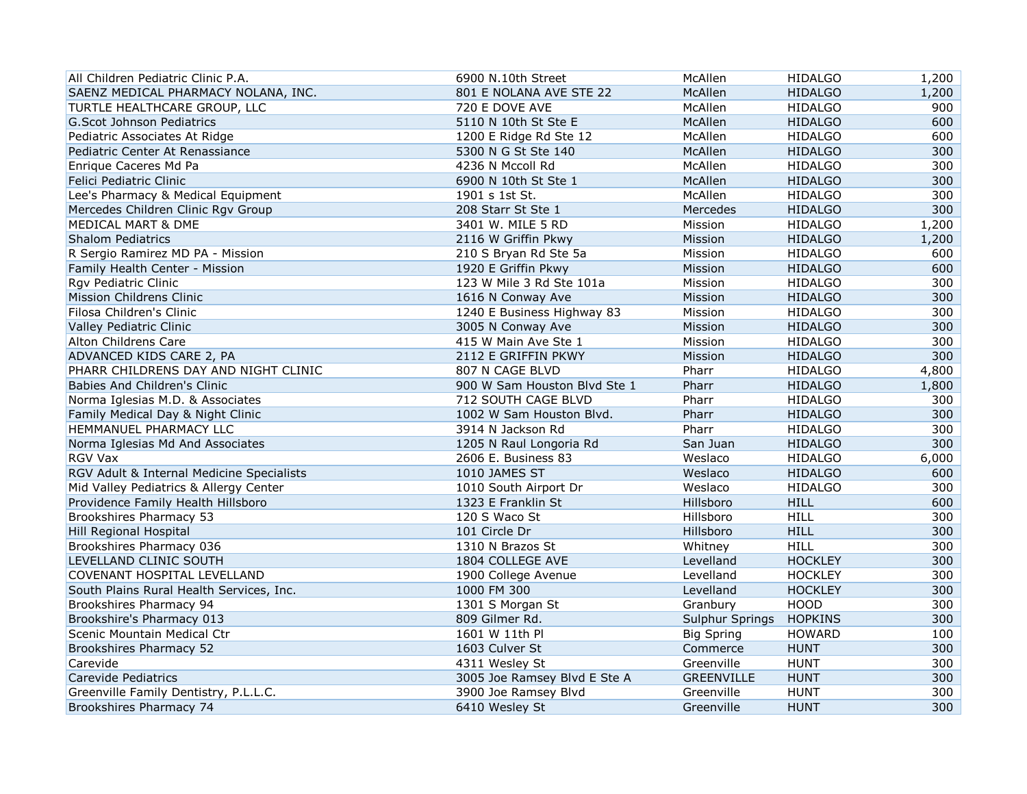| | | | | |
|---|---|---|---|---|
| All Children Pediatric Clinic P.A. | 6900 N.10th Street | McAllen | HIDALGO | 1,200 |
| SAENZ MEDICAL PHARMACY NOLANA, INC. | 801 E NOLANA AVE STE 22 | McAllen | HIDALGO | 1,200 |
| TURTLE HEALTHCARE GROUP, LLC | 720 E DOVE AVE | McAllen | HIDALGO | 900 |
| G.Scot Johnson Pediatrics | 5110 N 10th St Ste E | McAllen | HIDALGO | 600 |
| Pediatric Associates At Ridge | 1200 E Ridge Rd Ste 12 | McAllen | HIDALGO | 600 |
| Pediatric Center At Renassiance | 5300 N G St Ste 140 | McAllen | HIDALGO | 300 |
| Enrique Caceres Md Pa | 4236 N Mccoll Rd | McAllen | HIDALGO | 300 |
| Felici Pediatric Clinic | 6900 N 10th St Ste 1 | McAllen | HIDALGO | 300 |
| Lee's Pharmacy & Medical Equipment | 1901 s 1st St. | McAllen | HIDALGO | 300 |
| Mercedes Children Clinic Rgv Group | 208 Starr St Ste 1 | Mercedes | HIDALGO | 300 |
| MEDICAL MART & DME | 3401 W. MILE 5 RD | Mission | HIDALGO | 1,200 |
| Shalom Pediatrics | 2116 W Griffin Pkwy | Mission | HIDALGO | 1,200 |
| R Sergio Ramirez MD PA - Mission | 210 S Bryan Rd Ste 5a | Mission | HIDALGO | 600 |
| Family Health Center - Mission | 1920 E Griffin Pkwy | Mission | HIDALGO | 600 |
| Rgv Pediatric Clinic | 123 W Mile 3 Rd Ste 101a | Mission | HIDALGO | 300 |
| Mission Childrens Clinic | 1616 N Conway Ave | Mission | HIDALGO | 300 |
| Filosa Children's Clinic | 1240 E Business Highway 83 | Mission | HIDALGO | 300 |
| Valley Pediatric Clinic | 3005 N Conway Ave | Mission | HIDALGO | 300 |
| Alton Childrens Care | 415 W Main Ave Ste 1 | Mission | HIDALGO | 300 |
| ADVANCED KIDS CARE 2, PA | 2112 E GRIFFIN PKWY | Mission | HIDALGO | 300 |
| PHARR CHILDRENS DAY AND NIGHT CLINIC | 807 N CAGE BLVD | Pharr | HIDALGO | 4,800 |
| Babies And Children's Clinic | 900 W Sam Houston Blvd Ste 1 | Pharr | HIDALGO | 1,800 |
| Norma Iglesias M.D. & Associates | 712 SOUTH CAGE BLVD | Pharr | HIDALGO | 300 |
| Family Medical Day & Night Clinic | 1002 W Sam Houston Blvd. | Pharr | HIDALGO | 300 |
| HEMMANUEL PHARMACY LLC | 3914 N Jackson Rd | Pharr | HIDALGO | 300 |
| Norma Iglesias Md And Associates | 1205 N Raul Longoria Rd | San Juan | HIDALGO | 300 |
| RGV Vax | 2606 E. Business 83 | Weslaco | HIDALGO | 6,000 |
| RGV Adult & Internal Medicine Specialists | 1010 JAMES ST | Weslaco | HIDALGO | 600 |
| Mid Valley Pediatrics & Allergy Center | 1010 South Airport Dr | Weslaco | HIDALGO | 300 |
| Providence Family Health Hillsboro | 1323 E Franklin St | Hillsboro | HILL | 600 |
| Brookshires Pharmacy 53 | 120 S Waco St | Hillsboro | HILL | 300 |
| Hill Regional Hospital | 101 Circle Dr | Hillsboro | HILL | 300 |
| Brookshires Pharmacy 036 | 1310 N Brazos St | Whitney | HILL | 300 |
| LEVELLAND CLINIC SOUTH | 1804 COLLEGE AVE | Levelland | HOCKLEY | 300 |
| COVENANT HOSPITAL LEVELLAND | 1900 College Avenue | Levelland | HOCKLEY | 300 |
| South Plains Rural Health Services, Inc. | 1000 FM 300 | Levelland | HOCKLEY | 300 |
| Brookshires Pharmacy 94 | 1301 S Morgan St | Granbury | HOOD | 300 |
| Brookshire's Pharmacy 013 | 809 Gilmer Rd. | Sulphur Springs | HOPKINS | 300 |
| Scenic Mountain Medical Ctr | 1601 W 11th Pl | Big Spring | HOWARD | 100 |
| Brookshires Pharmacy 52 | 1603 Culver St | Commerce | HUNT | 300 |
| Carevide | 4311 Wesley St | Greenville | HUNT | 300 |
| Carevide Pediatrics | 3005 Joe Ramsey Blvd E Ste A | GREENVILLE | HUNT | 300 |
| Greenville Family Dentistry, P.L.L.C. | 3900 Joe Ramsey Blvd | Greenville | HUNT | 300 |
| Brookshires Pharmacy 74 | 6410 Wesley St | Greenville | HUNT | 300 |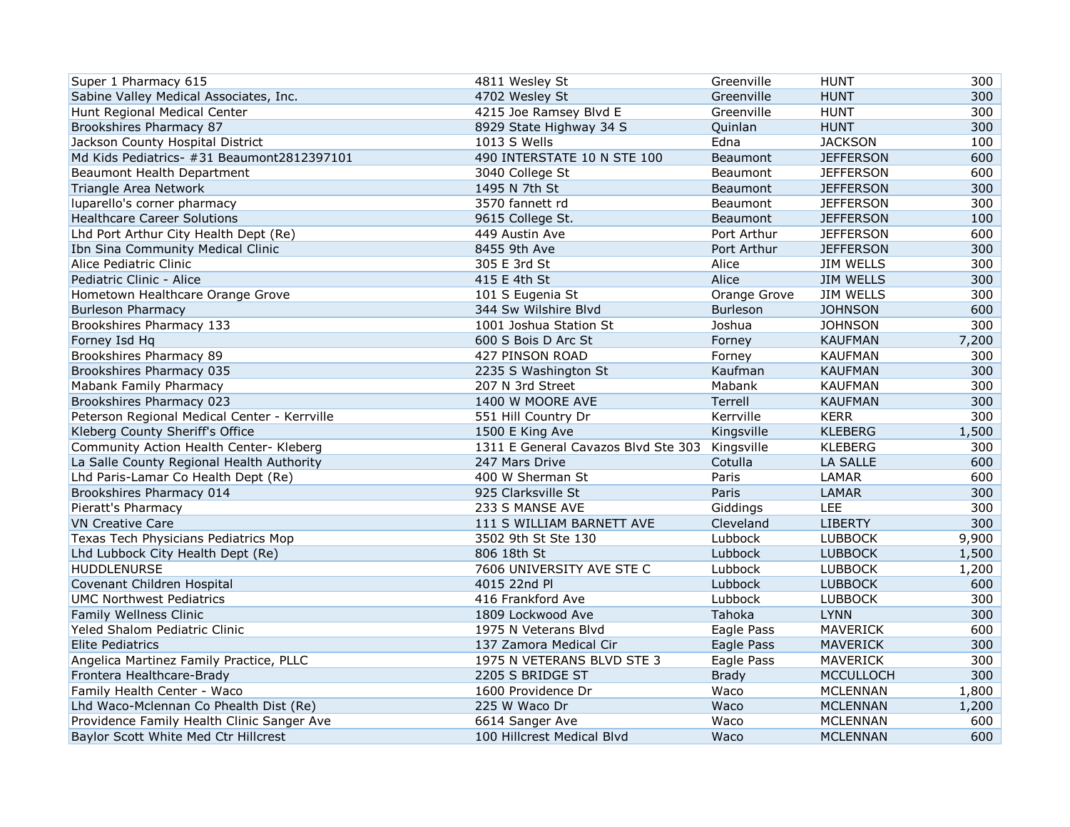| | | | | |
|---|---|---|---|---|
| Super 1 Pharmacy 615 | 4811 Wesley St | Greenville | HUNT | 300 |
| Sabine Valley Medical Associates, Inc. | 4702 Wesley St | Greenville | HUNT | 300 |
| Hunt Regional Medical Center | 4215 Joe Ramsey Blvd E | Greenville | HUNT | 300 |
| Brookshires Pharmacy 87 | 8929 State Highway 34 S | Quinlan | HUNT | 300 |
| Jackson County Hospital District | 1013 S Wells | Edna | JACKSON | 100 |
| Md Kids Pediatrics- #31 Beaumont2812397101 | 490 INTERSTATE 10 N STE 100 | Beaumont | JEFFERSON | 600 |
| Beaumont Health Department | 3040 College St | Beaumont | JEFFERSON | 600 |
| Triangle Area Network | 1495 N 7th St | Beaumont | JEFFERSON | 300 |
| Iuparello's corner pharmacy | 3570 fannett rd | Beaumont | JEFFERSON | 300 |
| Healthcare Career Solutions | 9615 College St. | Beaumont | JEFFERSON | 100 |
| Lhd Port Arthur City Health Dept (Re) | 449 Austin Ave | Port Arthur | JEFFERSON | 600 |
| Ibn Sina Community Medical Clinic | 8455 9th Ave | Port Arthur | JEFFERSON | 300 |
| Alice Pediatric Clinic | 305 E 3rd St | Alice | JIM WELLS | 300 |
| Pediatric Clinic - Alice | 415 E 4th St | Alice | JIM WELLS | 300 |
| Hometown Healthcare Orange Grove | 101 S Eugenia St | Orange Grove | JIM WELLS | 300 |
| Burleson Pharmacy | 344 Sw Wilshire Blvd | Burleson | JOHNSON | 600 |
| Brookshires Pharmacy 133 | 1001 Joshua Station St | Joshua | JOHNSON | 300 |
| Forney Isd Hq | 600 S Bois D Arc St | Forney | KAUFMAN | 7,200 |
| Brookshires Pharmacy 89 | 427 PINSON ROAD | Forney | KAUFMAN | 300 |
| Brookshires Pharmacy 035 | 2235 S Washington St | Kaufman | KAUFMAN | 300 |
| Mabank Family Pharmacy | 207 N 3rd Street | Mabank | KAUFMAN | 300 |
| Brookshires Pharmacy 023 | 1400 W MOORE AVE | Terrell | KAUFMAN | 300 |
| Peterson Regional Medical Center - Kerrville | 551 Hill Country Dr | Kerrville | KERR | 300 |
| Kleberg County Sheriff's Office | 1500 E King Ave | Kingsville | KLEBERG | 1,500 |
| Community Action Health Center- Kleberg | 1311 E General Cavazos Blvd Ste 303 | Kingsville | KLEBERG | 300 |
| La Salle County Regional Health Authority | 247 Mars Drive | Cotulla | LA SALLE | 600 |
| Lhd Paris-Lamar Co Health Dept (Re) | 400 W Sherman St | Paris | LAMAR | 600 |
| Brookshires Pharmacy 014 | 925 Clarksville St | Paris | LAMAR | 300 |
| Pieratt's Pharmacy | 233 S MANSE AVE | Giddings | LEE | 300 |
| VN Creative Care | 111 S WILLIAM BARNETT AVE | Cleveland | LIBERTY | 300 |
| Texas Tech Physicians Pediatrics Mop | 3502 9th St Ste 130 | Lubbock | LUBBOCK | 9,900 |
| Lhd Lubbock City Health Dept (Re) | 806 18th St | Lubbock | LUBBOCK | 1,500 |
| HUDDLENURSE | 7606 UNIVERSITY AVE STE C | Lubbock | LUBBOCK | 1,200 |
| Covenant Children Hospital | 4015 22nd Pl | Lubbock | LUBBOCK | 600 |
| UMC Northwest Pediatrics | 416 Frankford Ave | Lubbock | LUBBOCK | 300 |
| Family Wellness Clinic | 1809 Lockwood Ave | Tahoka | LYNN | 300 |
| Yeled Shalom Pediatric Clinic | 1975 N Veterans Blvd | Eagle Pass | MAVERICK | 600 |
| Elite Pediatrics | 137 Zamora Medical Cir | Eagle Pass | MAVERICK | 300 |
| Angelica Martinez Family Practice, PLLC | 1975 N VETERANS BLVD STE 3 | Eagle Pass | MAVERICK | 300 |
| Frontera Healthcare-Brady | 2205 S BRIDGE ST | Brady | MCCULLOCH | 300 |
| Family Health Center - Waco | 1600 Providence Dr | Waco | MCLENNAN | 1,800 |
| Lhd Waco-Mclennan Co Phealth Dist (Re) | 225 W Waco Dr | Waco | MCLENNAN | 1,200 |
| Providence Family Health Clinic Sanger Ave | 6614 Sanger Ave | Waco | MCLENNAN | 600 |
| Baylor Scott White Med Ctr Hillcrest | 100 Hillcrest Medical Blvd | Waco | MCLENNAN | 600 |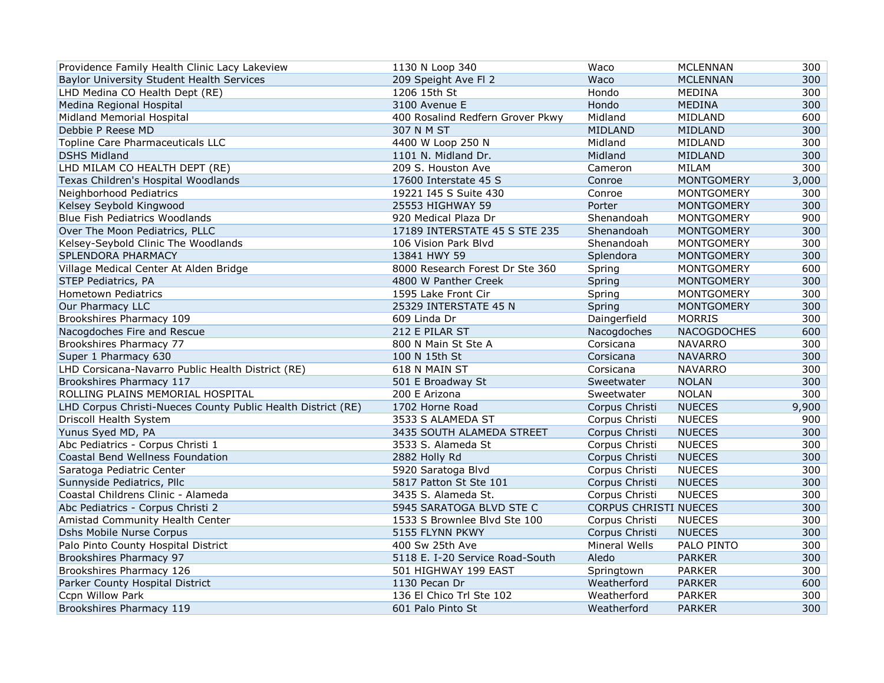| | | | | |
|---|---|---|---|---|
| Providence Family Health Clinic Lacy Lakeview | 1130 N Loop 340 | Waco | MCLENNAN | 300 |
| Baylor University Student Health Services | 209 Speight Ave Fl 2 | Waco | MCLENNAN | 300 |
| LHD Medina CO Health Dept (RE) | 1206 15th St | Hondo | MEDINA | 300 |
| Medina Regional Hospital | 3100 Avenue E | Hondo | MEDINA | 300 |
| Midland Memorial Hospital | 400 Rosalind Redfern Grover Pkwy | Midland | MIDLAND | 600 |
| Debbie P Reese MD | 307 N M ST | MIDLAND | MIDLAND | 300 |
| Topline Care Pharmaceuticals LLC | 4400 W Loop 250 N | Midland | MIDLAND | 300 |
| DSHS Midland | 1101 N. Midland Dr. | Midland | MIDLAND | 300 |
| LHD MILAM CO HEALTH DEPT (RE) | 209 S. Houston Ave | Cameron | MILAM | 300 |
| Texas Children's Hospital Woodlands | 17600 Interstate 45 S | Conroe | MONTGOMERY | 3,000 |
| Neighborhood Pediatrics | 19221 I45 S Suite 430 | Conroe | MONTGOMERY | 300 |
| Kelsey Seybold Kingwood | 25553 HIGHWAY 59 | Porter | MONTGOMERY | 300 |
| Blue Fish Pediatrics Woodlands | 920 Medical Plaza Dr | Shenandoah | MONTGOMERY | 900 |
| Over The Moon Pediatrics, PLLC | 17189 INTERSTATE 45 S STE 235 | Shenandoah | MONTGOMERY | 300 |
| Kelsey-Seybold Clinic The Woodlands | 106 Vision Park Blvd | Shenandoah | MONTGOMERY | 300 |
| SPLENDORA PHARMACY | 13841 HWY 59 | Splendora | MONTGOMERY | 300 |
| Village Medical Center At Alden Bridge | 8000 Research Forest Dr Ste 360 | Spring | MONTGOMERY | 600 |
| STEP Pediatrics, PA | 4800 W Panther Creek | Spring | MONTGOMERY | 300 |
| Hometown Pediatrics | 1595 Lake Front Cir | Spring | MONTGOMERY | 300 |
| Our Pharmacy LLC | 25329 INTERSTATE 45 N | Spring | MONTGOMERY | 300 |
| Brookshires Pharmacy 109 | 609 Linda Dr | Daingerfield | MORRIS | 300 |
| Nacogdoches Fire and Rescue | 212 E PILAR ST | Nacogdoches | NACOGDOCHES | 600 |
| Brookshires Pharmacy 77 | 800 N Main St Ste A | Corsicana | NAVARRO | 300 |
| Super 1 Pharmacy 630 | 100 N 15th St | Corsicana | NAVARRO | 300 |
| LHD Corsicana-Navarro Public Health District (RE) | 618 N MAIN ST | Corsicana | NAVARRO | 300 |
| Brookshires Pharmacy 117 | 501 E Broadway St | Sweetwater | NOLAN | 300 |
| ROLLING PLAINS MEMORIAL HOSPITAL | 200 E Arizona | Sweetwater | NOLAN | 300 |
| LHD Corpus Christi-Nueces County Public Health District (RE) | 1702 Horne Road | Corpus Christi | NUECES | 9,900 |
| Driscoll Health System | 3533 S ALAMEDA ST | Corpus Christi | NUECES | 900 |
| Yunus Syed MD, PA | 3435 SOUTH ALAMEDA STREET | Corpus Christi | NUECES | 300 |
| Abc Pediatrics - Corpus Christi 1 | 3533 S. Alameda St | Corpus Christi | NUECES | 300 |
| Coastal Bend Wellness Foundation | 2882 Holly Rd | Corpus Christi | NUECES | 300 |
| Saratoga Pediatric Center | 5920 Saratoga Blvd | Corpus Christi | NUECES | 300 |
| Sunnyside Pediatrics, Pllc | 5817 Patton St Ste 101 | Corpus Christi | NUECES | 300 |
| Coastal Childrens Clinic - Alameda | 3435 S. Alameda St. | Corpus Christi | NUECES | 300 |
| Abc Pediatrics - Corpus Christi 2 | 5945 SARATOGA BLVD STE C | CORPUS CHRISTI | NUECES | 300 |
| Amistad Community Health Center | 1533 S Brownlee Blvd Ste 100 | Corpus Christi | NUECES | 300 |
| Dshs Mobile Nurse Corpus | 5155 FLYNN PKWY | Corpus Christi | NUECES | 300 |
| Palo Pinto County Hospital District | 400 Sw 25th Ave | Mineral Wells | PALO PINTO | 300 |
| Brookshires Pharmacy 97 | 5118 E. I-20 Service Road-South | Aledo | PARKER | 300 |
| Brookshires Pharmacy 126 | 501 HIGHWAY 199 EAST | Springtown | PARKER | 300 |
| Parker County Hospital District | 1130 Pecan Dr | Weatherford | PARKER | 600 |
| Ccpn Willow Park | 136 El Chico Trl Ste 102 | Weatherford | PARKER | 300 |
| Brookshires Pharmacy 119 | 601 Palo Pinto St | Weatherford | PARKER | 300 |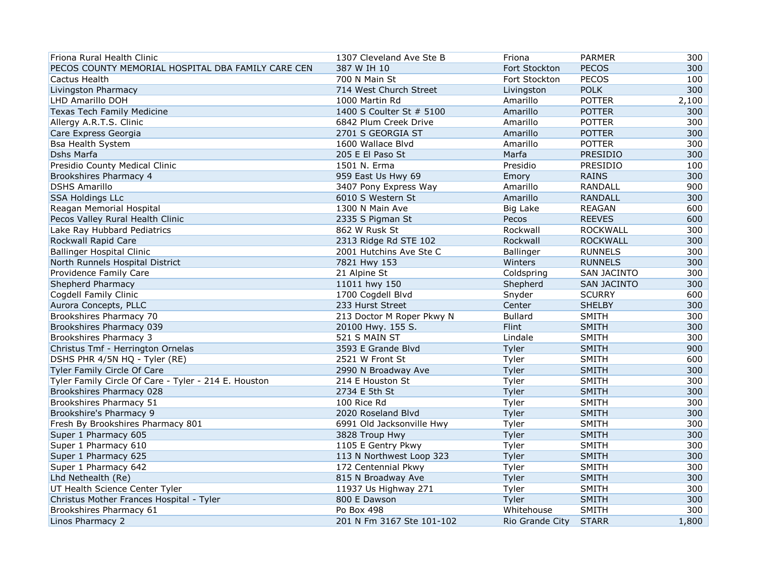| | | | | |
|---|---|---|---|---|
| Friona Rural Health Clinic | 1307 Cleveland Ave Ste B | Friona | PARMER | 300 |
| PECOS COUNTY MEMORIAL HOSPITAL DBA FAMILY CARE CEN | 387 W IH 10 | Fort Stockton | PECOS | 300 |
| Cactus Health | 700 N Main St | Fort Stockton | PECOS | 100 |
| Livingston Pharmacy | 714 West Church Street | Livingston | POLK | 300 |
| LHD Amarillo DOH | 1000 Martin Rd | Amarillo | POTTER | 2,100 |
| Texas Tech Family Medicine | 1400 S Coulter St # 5100 | Amarillo | POTTER | 300 |
| Allergy A.R.T.S. Clinic | 6842 Plum Creek Drive | Amarillo | POTTER | 300 |
| Care Express Georgia | 2701 S GEORGIA ST | Amarillo | POTTER | 300 |
| Bsa Health System | 1600 Wallace Blvd | Amarillo | POTTER | 300 |
| Dshs Marfa | 205 E El Paso St | Marfa | PRESIDIO | 300 |
| Presidio County Medical Clinic | 1501 N. Erma | Presidio | PRESIDIO | 100 |
| Brookshires Pharmacy 4 | 959 East Us Hwy 69 | Emory | RAINS | 300 |
| DSHS Amarillo | 3407 Pony Express Way | Amarillo | RANDALL | 900 |
| SSA Holdings LLc | 6010 S Western St | Amarillo | RANDALL | 300 |
| Reagan Memorial Hospital | 1300 N Main Ave | Big Lake | REAGAN | 600 |
| Pecos Valley Rural Health Clinic | 2335 S Pigman St | Pecos | REEVES | 600 |
| Lake Ray Hubbard Pediatrics | 862 W Rusk St | Rockwall | ROCKWALL | 300 |
| Rockwall Rapid Care | 2313 Ridge Rd STE 102 | Rockwall | ROCKWALL | 300 |
| Ballinger Hospital Clinic | 2001 Hutchins Ave Ste C | Ballinger | RUNNELS | 300 |
| North Runnels Hospital District | 7821 Hwy 153 | Winters | RUNNELS | 300 |
| Providence Family Care | 21 Alpine St | Coldspring | SAN JACINTO | 300 |
| Shepherd Pharmacy | 11011 hwy 150 | Shepherd | SAN JACINTO | 300 |
| Cogdell Family Clinic | 1700 Cogdell Blvd | Snyder | SCURRY | 600 |
| Aurora Concepts, PLLC | 233 Hurst Street | Center | SHELBY | 300 |
| Brookshires Pharmacy 70 | 213 Doctor M Roper Pkwy N | Bullard | SMITH | 300 |
| Brookshires Pharmacy 039 | 20100 Hwy. 155 S. | Flint | SMITH | 300 |
| Brookshires Pharmacy 3 | 521 S MAIN ST | Lindale | SMITH | 300 |
| Christus Tmf - Herrington Ornelas | 3593 E Grande Blvd | Tyler | SMITH | 900 |
| DSHS PHR 4/5N HQ - Tyler (RE) | 2521 W Front St | Tyler | SMITH | 600 |
| Tyler Family Circle Of Care | 2990 N Broadway Ave | Tyler | SMITH | 300 |
| Tyler Family Circle Of Care - Tyler - 214 E. Houston | 214 E Houston St | Tyler | SMITH | 300 |
| Brookshires Pharmacy 028 | 2734 E 5th St | Tyler | SMITH | 300 |
| Brookshires Pharmacy 51 | 100 Rice Rd | Tyler | SMITH | 300 |
| Brookshire's Pharmacy 9 | 2020 Roseland Blvd | Tyler | SMITH | 300 |
| Fresh By Brookshires Pharmacy 801 | 6991 Old Jacksonville Hwy | Tyler | SMITH | 300 |
| Super 1 Pharmacy 605 | 3828 Troup Hwy | Tyler | SMITH | 300 |
| Super 1 Pharmacy 610 | 1105 E Gentry Pkwy | Tyler | SMITH | 300 |
| Super 1 Pharmacy 625 | 113 N Northwest Loop 323 | Tyler | SMITH | 300 |
| Super 1 Pharmacy 642 | 172 Centennial Pkwy | Tyler | SMITH | 300 |
| Lhd Nethealth (Re) | 815 N Broadway Ave | Tyler | SMITH | 300 |
| UT Health Science Center Tyler | 11937 Us Highway 271 | Tyler | SMITH | 300 |
| Christus Mother Frances Hospital - Tyler | 800 E Dawson | Tyler | SMITH | 300 |
| Brookshires Pharmacy 61 | Po Box 498 | Whitehouse | SMITH | 300 |
| Linos Pharmacy 2 | 201 N Fm 3167 Ste 101-102 | Rio Grande City | STARR | 1,800 |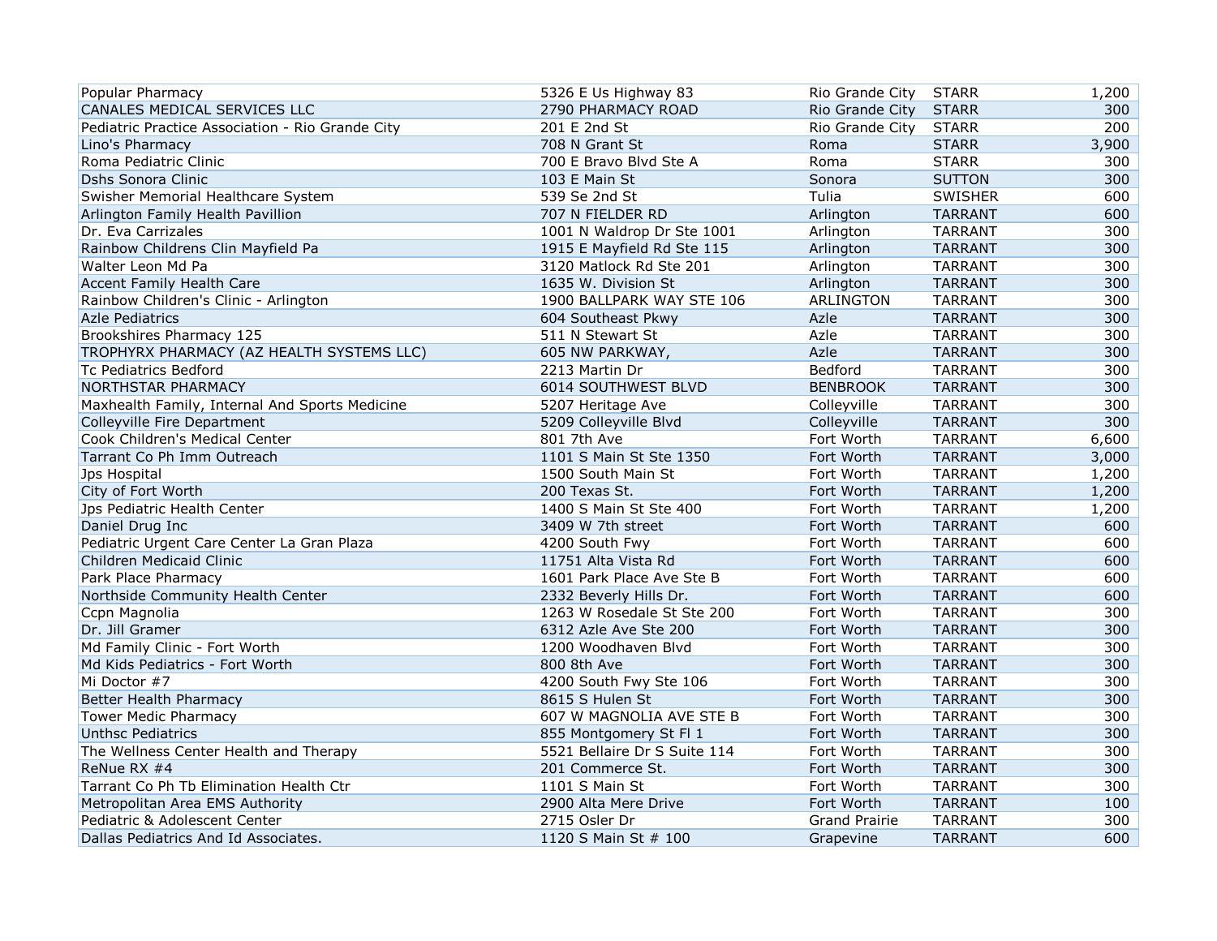| | | | | |
|---|---|---|---|---|
| Popular Pharmacy | 5326 E Us Highway 83 | Rio Grande City | STARR | 1,200 |
| CANALES MEDICAL SERVICES LLC | 2790 PHARMACY ROAD | Rio Grande City | STARR | 300 |
| Pediatric Practice Association - Rio Grande City | 201 E 2nd St | Rio Grande City | STARR | 200 |
| Lino's Pharmacy | 708 N Grant St | Roma | STARR | 3,900 |
| Roma Pediatric Clinic | 700 E Bravo Blvd Ste A | Roma | STARR | 300 |
| Dshs Sonora Clinic | 103 E Main St | Sonora | SUTTON | 300 |
| Swisher Memorial Healthcare System | 539 Se 2nd St | Tulia | SWISHER | 600 |
| Arlington Family Health Pavillion | 707 N FIELDER RD | Arlington | TARRANT | 600 |
| Dr. Eva Carrizales | 1001 N Waldrop Dr Ste 1001 | Arlington | TARRANT | 300 |
| Rainbow Childrens Clin Mayfield Pa | 1915 E Mayfield Rd Ste 115 | Arlington | TARRANT | 300 |
| Walter Leon Md Pa | 3120 Matlock Rd Ste 201 | Arlington | TARRANT | 300 |
| Accent Family Health Care | 1635 W. Division St | Arlington | TARRANT | 300 |
| Rainbow Children's Clinic - Arlington | 1900 BALLPARK WAY STE 106 | ARLINGTON | TARRANT | 300 |
| Azle Pediatrics | 604 Southeast Pkwy | Azle | TARRANT | 300 |
| Brookshires Pharmacy 125 | 511 N Stewart St | Azle | TARRANT | 300 |
| TROPHYRX PHARMACY (AZ HEALTH SYSTEMS LLC) | 605 NW PARKWAY, | Azle | TARRANT | 300 |
| Tc Pediatrics Bedford | 2213 Martin Dr | Bedford | TARRANT | 300 |
| NORTHSTAR PHARMACY | 6014 SOUTHWEST BLVD | BENBROOK | TARRANT | 300 |
| Maxhealth Family, Internal And Sports Medicine | 5207 Heritage Ave | Colleyville | TARRANT | 300 |
| Colleyville Fire Department | 5209 Colleyville Blvd | Colleyville | TARRANT | 300 |
| Cook Children's Medical Center | 801 7th Ave | Fort Worth | TARRANT | 6,600 |
| Tarrant Co Ph Imm Outreach | 1101 S Main St Ste 1350 | Fort Worth | TARRANT | 3,000 |
| Jps Hospital | 1500 South Main St | Fort Worth | TARRANT | 1,200 |
| City of Fort Worth | 200 Texas St. | Fort Worth | TARRANT | 1,200 |
| Jps Pediatric Health Center | 1400 S Main St Ste 400 | Fort Worth | TARRANT | 1,200 |
| Daniel Drug Inc | 3409 W 7th street | Fort Worth | TARRANT | 600 |
| Pediatric Urgent Care Center La Gran Plaza | 4200 South Fwy | Fort Worth | TARRANT | 600 |
| Children Medicaid Clinic | 11751 Alta Vista Rd | Fort Worth | TARRANT | 600 |
| Park Place Pharmacy | 1601 Park Place Ave Ste B | Fort Worth | TARRANT | 600 |
| Northside Community Health Center | 2332 Beverly Hills Dr. | Fort Worth | TARRANT | 600 |
| Ccpn Magnolia | 1263 W Rosedale St Ste 200 | Fort Worth | TARRANT | 300 |
| Dr. Jill Gramer | 6312 Azle Ave Ste 200 | Fort Worth | TARRANT | 300 |
| Md Family Clinic - Fort Worth | 1200 Woodhaven Blvd | Fort Worth | TARRANT | 300 |
| Md Kids Pediatrics - Fort Worth | 800 8th Ave | Fort Worth | TARRANT | 300 |
| Mi Doctor #7 | 4200 South Fwy Ste 106 | Fort Worth | TARRANT | 300 |
| Better Health Pharmacy | 8615 S Hulen St | Fort Worth | TARRANT | 300 |
| Tower Medic Pharmacy | 607 W MAGNOLIA AVE STE B | Fort Worth | TARRANT | 300 |
| Unthsc Pediatrics | 855 Montgomery St Fl 1 | Fort Worth | TARRANT | 300 |
| The Wellness Center Health and Therapy | 5521 Bellaire Dr S Suite 114 | Fort Worth | TARRANT | 300 |
| ReNue RX #4 | 201 Commerce St. | Fort Worth | TARRANT | 300 |
| Tarrant Co Ph Tb Elimination Health Ctr | 1101 S Main St | Fort Worth | TARRANT | 300 |
| Metropolitan Area EMS Authority | 2900 Alta Mere Drive | Fort Worth | TARRANT | 100 |
| Pediatric & Adolescent Center | 2715 Osler Dr | Grand Prairie | TARRANT | 300 |
| Dallas Pediatrics And Id Associates. | 1120 S Main St # 100 | Grapevine | TARRANT | 600 |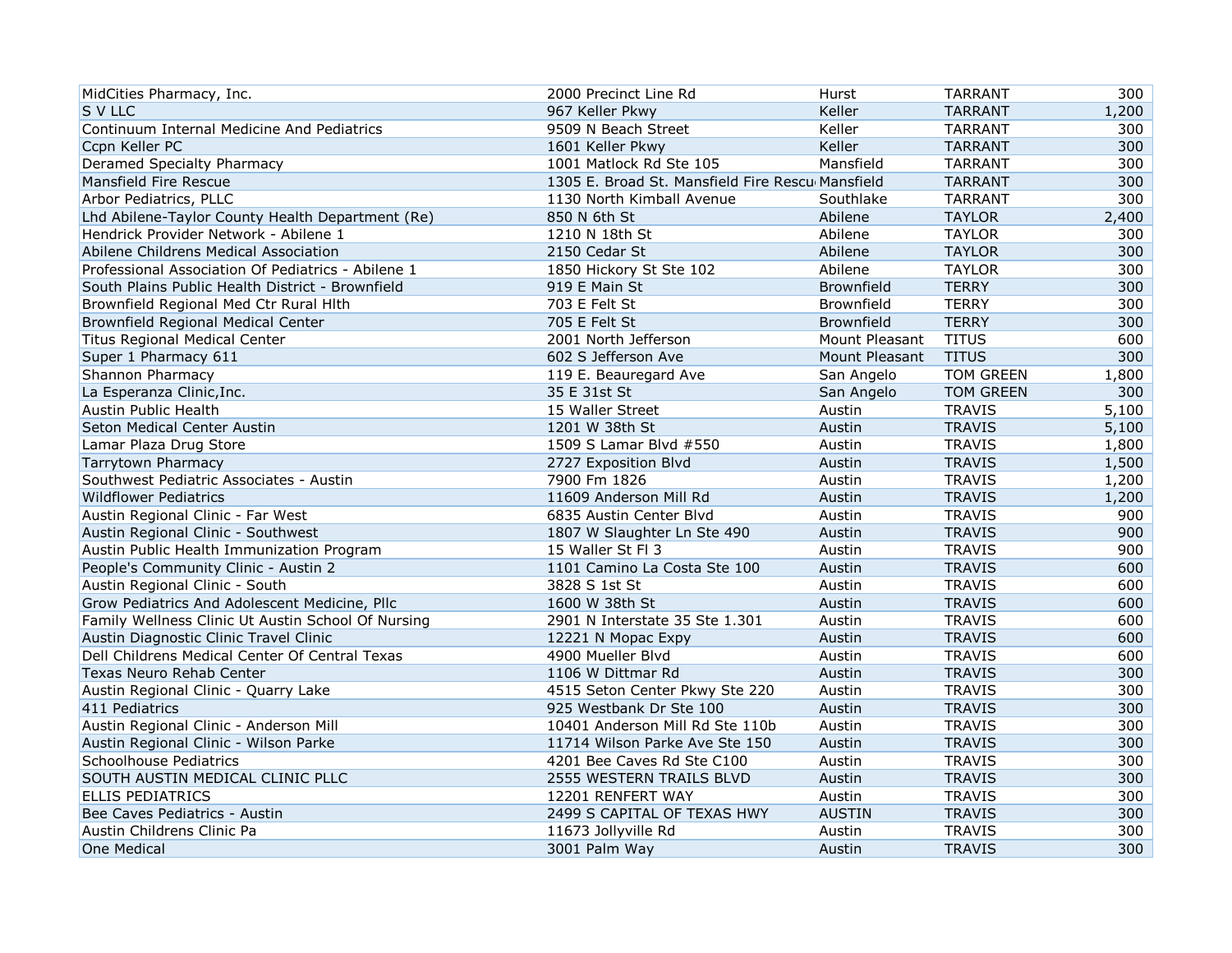| | | | | |
|---|---|---|---|---|
| MidCities Pharmacy, Inc. | 2000 Precinct Line Rd | Hurst | TARRANT | 300 |
| S V LLC | 967 Keller Pkwy | Keller | TARRANT | 1,200 |
| Continuum Internal Medicine And Pediatrics | 9509 N Beach Street | Keller | TARRANT | 300 |
| Ccpn Keller PC | 1601 Keller Pkwy | Keller | TARRANT | 300 |
| Deramed Specialty Pharmacy | 1001 Matlock Rd Ste 105 | Mansfield | TARRANT | 300 |
| Mansfield Fire Rescue | 1305 E. Broad St. Mansfield Fire Rescu | Mansfield | TARRANT | 300 |
| Arbor Pediatrics, PLLC | 1130 North Kimball Avenue | Southlake | TARRANT | 300 |
| Lhd Abilene-Taylor County Health Department (Re) | 850 N 6th St | Abilene | TAYLOR | 2,400 |
| Hendrick Provider Network - Abilene 1 | 1210 N 18th St | Abilene | TAYLOR | 300 |
| Abilene Childrens Medical Association | 2150 Cedar St | Abilene | TAYLOR | 300 |
| Professional Association Of Pediatrics - Abilene 1 | 1850 Hickory St Ste 102 | Abilene | TAYLOR | 300 |
| South Plains Public Health District - Brownfield | 919 E Main St | Brownfield | TERRY | 300 |
| Brownfield Regional Med Ctr Rural Hlth | 703 E Felt St | Brownfield | TERRY | 300 |
| Brownfield Regional Medical Center | 705 E Felt St | Brownfield | TERRY | 300 |
| Titus Regional Medical Center | 2001 North Jefferson | Mount Pleasant | TITUS | 600 |
| Super 1 Pharmacy 611 | 602 S Jefferson Ave | Mount Pleasant | TITUS | 300 |
| Shannon Pharmacy | 119 E. Beauregard Ave | San Angelo | TOM GREEN | 1,800 |
| La Esperanza Clinic,Inc. | 35 E 31st St | San Angelo | TOM GREEN | 300 |
| Austin Public Health | 15 Waller Street | Austin | TRAVIS | 5,100 |
| Seton Medical Center Austin | 1201 W 38th St | Austin | TRAVIS | 5,100 |
| Lamar Plaza Drug Store | 1509 S Lamar Blvd #550 | Austin | TRAVIS | 1,800 |
| Tarrytown Pharmacy | 2727 Exposition Blvd | Austin | TRAVIS | 1,500 |
| Southwest Pediatric Associates - Austin | 7900 Fm 1826 | Austin | TRAVIS | 1,200 |
| Wildflower Pediatrics | 11609 Anderson Mill Rd | Austin | TRAVIS | 1,200 |
| Austin Regional Clinic - Far West | 6835 Austin Center Blvd | Austin | TRAVIS | 900 |
| Austin Regional Clinic - Southwest | 1807 W Slaughter Ln Ste 490 | Austin | TRAVIS | 900 |
| Austin Public Health Immunization Program | 15 Waller St Fl 3 | Austin | TRAVIS | 900 |
| People's Community Clinic - Austin 2 | 1101 Camino La Costa Ste 100 | Austin | TRAVIS | 600 |
| Austin Regional Clinic - South | 3828 S 1st St | Austin | TRAVIS | 600 |
| Grow Pediatrics And Adolescent Medicine, Pllc | 1600 W 38th St | Austin | TRAVIS | 600 |
| Family Wellness Clinic Ut Austin School Of Nursing | 2901 N Interstate 35 Ste 1.301 | Austin | TRAVIS | 600 |
| Austin Diagnostic Clinic Travel Clinic | 12221 N Mopac Expy | Austin | TRAVIS | 600 |
| Dell Childrens Medical Center Of Central Texas | 4900 Mueller Blvd | Austin | TRAVIS | 600 |
| Texas Neuro Rehab Center | 1106 W Dittmar Rd | Austin | TRAVIS | 300 |
| Austin Regional Clinic - Quarry Lake | 4515 Seton Center Pkwy Ste 220 | Austin | TRAVIS | 300 |
| 411 Pediatrics | 925 Westbank Dr Ste 100 | Austin | TRAVIS | 300 |
| Austin Regional Clinic - Anderson Mill | 10401 Anderson Mill Rd Ste 110b | Austin | TRAVIS | 300 |
| Austin Regional Clinic - Wilson Parke | 11714 Wilson Parke Ave Ste 150 | Austin | TRAVIS | 300 |
| Schoolhouse Pediatrics | 4201 Bee Caves Rd Ste C100 | Austin | TRAVIS | 300 |
| SOUTH AUSTIN MEDICAL CLINIC PLLC | 2555 WESTERN TRAILS BLVD | Austin | TRAVIS | 300 |
| ELLIS PEDIATRICS | 12201 RENFERT WAY | Austin | TRAVIS | 300 |
| Bee Caves Pediatrics - Austin | 2499 S CAPITAL OF TEXAS HWY | AUSTIN | TRAVIS | 300 |
| Austin Childrens Clinic Pa | 11673 Jollyville Rd | Austin | TRAVIS | 300 |
| One Medical | 3001 Palm Way | Austin | TRAVIS | 300 |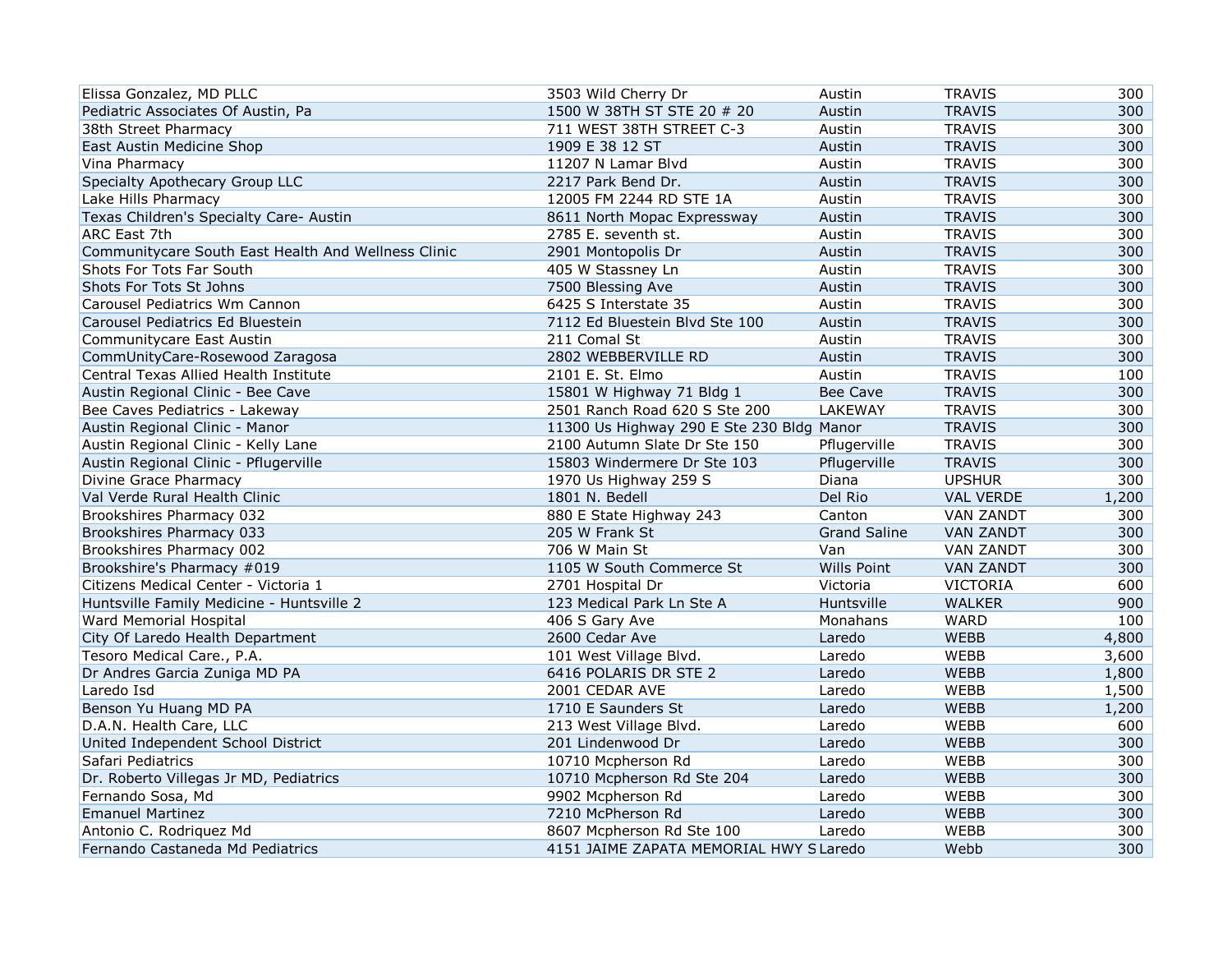| | | | | |
|---|---|---|---|---|
| Elissa Gonzalez, MD PLLC | 3503 Wild Cherry Dr | Austin | TRAVIS | 300 |
| Pediatric Associates Of Austin, Pa | 1500 W 38TH ST STE 20 # 20 | Austin | TRAVIS | 300 |
| 38th Street Pharmacy | 711 WEST 38TH STREET C-3 | Austin | TRAVIS | 300 |
| East Austin Medicine Shop | 1909 E 38 12 ST | Austin | TRAVIS | 300 |
| Vina Pharmacy | 11207 N Lamar Blvd | Austin | TRAVIS | 300 |
| Specialty Apothecary Group LLC | 2217 Park Bend Dr. | Austin | TRAVIS | 300 |
| Lake Hills Pharmacy | 12005 FM 2244 RD STE 1A | Austin | TRAVIS | 300 |
| Texas Children's Specialty Care- Austin | 8611 North Mopac Expressway | Austin | TRAVIS | 300 |
| ARC East 7th | 2785 E. seventh st. | Austin | TRAVIS | 300 |
| Communitycare South East Health And Wellness Clinic | 2901 Montopolis Dr | Austin | TRAVIS | 300 |
| Shots For Tots Far South | 405 W Stassney Ln | Austin | TRAVIS | 300 |
| Shots For Tots St Johns | 7500 Blessing Ave | Austin | TRAVIS | 300 |
| Carousel Pediatrics Wm Cannon | 6425 S Interstate 35 | Austin | TRAVIS | 300 |
| Carousel Pediatrics Ed Bluestein | 7112 Ed Bluestein Blvd Ste 100 | Austin | TRAVIS | 300 |
| Communitycare East Austin | 211 Comal St | Austin | TRAVIS | 300 |
| CommUnityCare-Rosewood Zaragosa | 2802 WEBBERVILLE RD | Austin | TRAVIS | 300 |
| Central Texas Allied Health Institute | 2101 E. St. Elmo | Austin | TRAVIS | 100 |
| Austin Regional Clinic - Bee Cave | 15801 W Highway 71 Bldg 1 | Bee Cave | TRAVIS | 300 |
| Bee Caves Pediatrics - Lakeway | 2501 Ranch Road 620 S Ste 200 | LAKEWAY | TRAVIS | 300 |
| Austin Regional Clinic - Manor | 11300 Us Highway 290 E Ste 230 Bldg | Manor | TRAVIS | 300 |
| Austin Regional Clinic - Kelly Lane | 2100 Autumn Slate Dr Ste 150 | Pflugerville | TRAVIS | 300 |
| Austin Regional Clinic - Pflugerville | 15803 Windermere Dr Ste 103 | Pflugerville | TRAVIS | 300 |
| Divine Grace Pharmacy | 1970 Us Highway 259 S | Diana | UPSHUR | 300 |
| Val Verde Rural Health Clinic | 1801 N. Bedell | Del Rio | VAL VERDE | 1,200 |
| Brookshires Pharmacy 032 | 880 E State Highway 243 | Canton | VAN ZANDT | 300 |
| Brookshires Pharmacy 033 | 205 W Frank St | Grand Saline | VAN ZANDT | 300 |
| Brookshires Pharmacy 002 | 706 W Main St | Van | VAN ZANDT | 300 |
| Brookshire's Pharmacy #019 | 1105 W South Commerce St | Wills Point | VAN ZANDT | 300 |
| Citizens Medical Center - Victoria 1 | 2701 Hospital Dr | Victoria | VICTORIA | 600 |
| Huntsville Family Medicine - Huntsville 2 | 123 Medical Park Ln Ste A | Huntsville | WALKER | 900 |
| Ward Memorial Hospital | 406 S Gary Ave | Monahans | WARD | 100 |
| City Of Laredo Health Department | 2600 Cedar Ave | Laredo | WEBB | 4,800 |
| Tesoro Medical Care., P.A. | 101 West Village Blvd. | Laredo | WEBB | 3,600 |
| Dr Andres Garcia Zuniga MD PA | 6416 POLARIS DR STE 2 | Laredo | WEBB | 1,800 |
| Laredo Isd | 2001 CEDAR AVE | Laredo | WEBB | 1,500 |
| Benson Yu Huang MD PA | 1710 E Saunders St | Laredo | WEBB | 1,200 |
| D.A.N. Health Care, LLC | 213 West Village Blvd. | Laredo | WEBB | 600 |
| United Independent School District | 201 Lindenwood Dr | Laredo | WEBB | 300 |
| Safari Pediatrics | 10710 Mcpherson Rd | Laredo | WEBB | 300 |
| Dr. Roberto Villegas Jr MD, Pediatrics | 10710 Mcpherson Rd Ste 204 | Laredo | WEBB | 300 |
| Fernando Sosa, Md | 9902 Mcpherson Rd | Laredo | WEBB | 300 |
| Emanuel Martinez | 7210 McPherson Rd | Laredo | WEBB | 300 |
| Antonio C. Rodriquez Md | 8607 Mcpherson Rd Ste 100 | Laredo | WEBB | 300 |
| Fernando Castaneda Md Pediatrics | 4151 JAIME ZAPATA MEMORIAL HWY S | Laredo | Webb | 300 |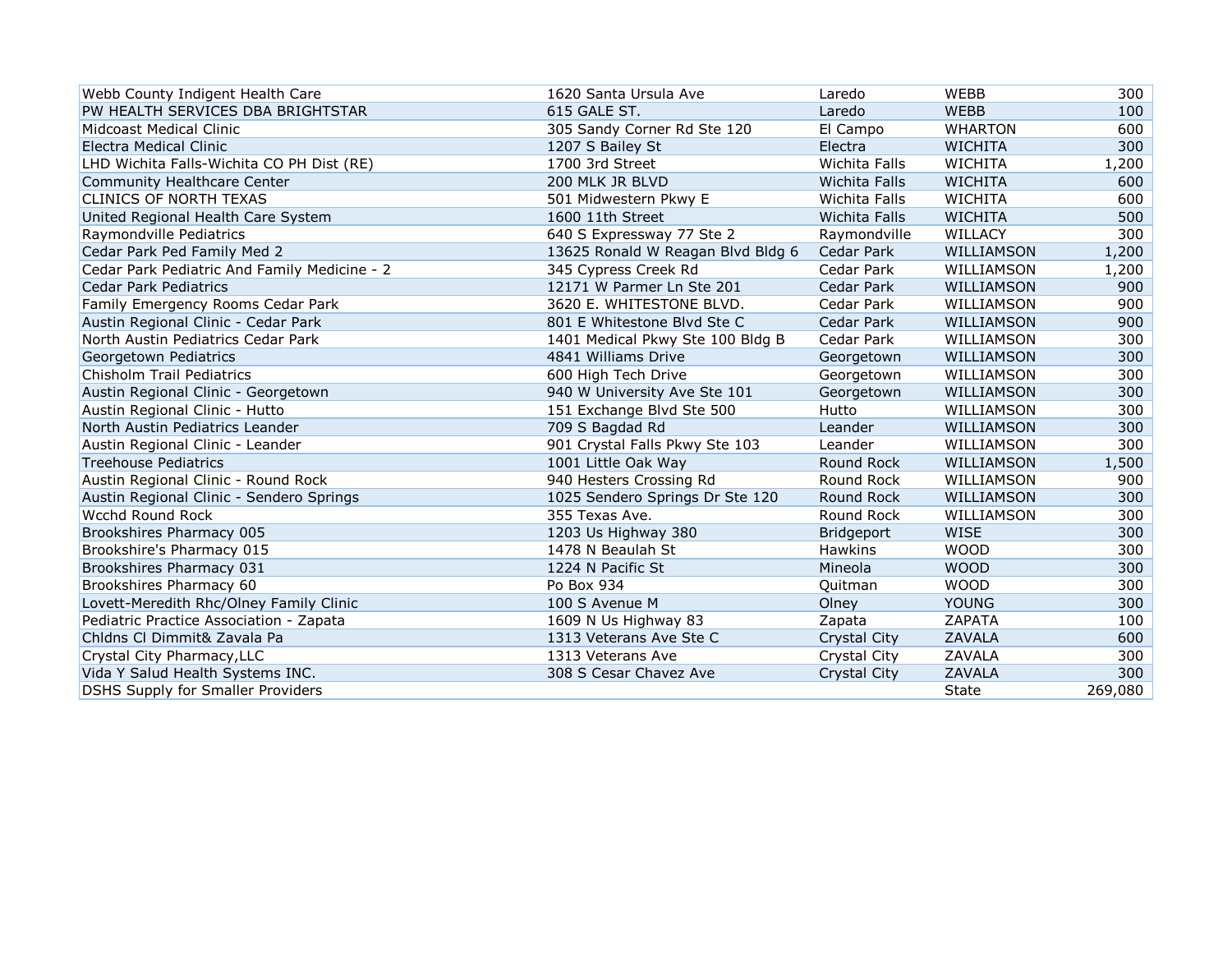| | | | | |
|---|---|---|---|---|
| Webb County Indigent Health Care | 1620 Santa Ursula Ave | Laredo | WEBB | 300 |
| PW HEALTH SERVICES DBA BRIGHTSTAR | 615 GALE ST. | Laredo | WEBB | 100 |
| Midcoast Medical Clinic | 305 Sandy Corner Rd Ste 120 | El Campo | WHARTON | 600 |
| Electra Medical Clinic | 1207 S Bailey St | Electra | WICHITA | 300 |
| LHD Wichita Falls-Wichita CO PH Dist (RE) | 1700 3rd Street | Wichita Falls | WICHITA | 1,200 |
| Community Healthcare Center | 200 MLK JR BLVD | Wichita Falls | WICHITA | 600 |
| CLINICS OF NORTH TEXAS | 501 Midwestern Pkwy E | Wichita Falls | WICHITA | 600 |
| United Regional Health Care System | 1600 11th Street | Wichita Falls | WICHITA | 500 |
| Raymondville Pediatrics | 640 S Expressway 77 Ste 2 | Raymondville | WILLACY | 300 |
| Cedar Park Ped Family Med 2 | 13625 Ronald W Reagan Blvd Bldg 6 | Cedar Park | WILLIAMSON | 1,200 |
| Cedar Park Pediatric And Family Medicine - 2 | 345 Cypress Creek Rd | Cedar Park | WILLIAMSON | 1,200 |
| Cedar Park Pediatrics | 12171 W Parmer Ln Ste 201 | Cedar Park | WILLIAMSON | 900 |
| Family Emergency Rooms Cedar Park | 3620 E. WHITESTONE BLVD. | Cedar Park | WILLIAMSON | 900 |
| Austin Regional Clinic - Cedar Park | 801 E Whitestone Blvd Ste C | Cedar Park | WILLIAMSON | 900 |
| North Austin Pediatrics Cedar Park | 1401 Medical Pkwy Ste 100 Bldg B | Cedar Park | WILLIAMSON | 300 |
| Georgetown Pediatrics | 4841 Williams Drive | Georgetown | WILLIAMSON | 300 |
| Chisholm Trail Pediatrics | 600 High Tech Drive | Georgetown | WILLIAMSON | 300 |
| Austin Regional Clinic - Georgetown | 940 W University Ave Ste 101 | Georgetown | WILLIAMSON | 300 |
| Austin Regional Clinic - Hutto | 151 Exchange Blvd Ste 500 | Hutto | WILLIAMSON | 300 |
| North Austin Pediatrics Leander | 709 S Bagdad Rd | Leander | WILLIAMSON | 300 |
| Austin Regional Clinic - Leander | 901 Crystal Falls Pkwy Ste 103 | Leander | WILLIAMSON | 300 |
| Treehouse Pediatrics | 1001 Little Oak Way | Round Rock | WILLIAMSON | 1,500 |
| Austin Regional Clinic - Round Rock | 940 Hesters Crossing Rd | Round Rock | WILLIAMSON | 900 |
| Austin Regional Clinic - Sendero Springs | 1025 Sendero Springs Dr Ste 120 | Round Rock | WILLIAMSON | 300 |
| Wcchd Round Rock | 355 Texas Ave. | Round Rock | WILLIAMSON | 300 |
| Brookshires Pharmacy 005 | 1203 Us Highway 380 | Bridgeport | WISE | 300 |
| Brookshire's Pharmacy 015 | 1478 N Beaulah St | Hawkins | WOOD | 300 |
| Brookshires Pharmacy 031 | 1224 N Pacific St | Mineola | WOOD | 300 |
| Brookshires Pharmacy 60 | Po Box 934 | Quitman | WOOD | 300 |
| Lovett-Meredith Rhc/Olney Family Clinic | 100 S Avenue M | Olney | YOUNG | 300 |
| Pediatric Practice Association - Zapata | 1609 N Us Highway 83 | Zapata | ZAPATA | 100 |
| Chldns Cl Dimmit& Zavala Pa | 1313 Veterans Ave Ste C | Crystal City | ZAVALA | 600 |
| Crystal City Pharmacy,LLC | 1313 Veterans Ave | Crystal City | ZAVALA | 300 |
| Vida Y Salud Health Systems INC. | 308 S Cesar Chavez Ave | Crystal City | ZAVALA | 300 |
| DSHS Supply for Smaller Providers | | | State | 269,080 |